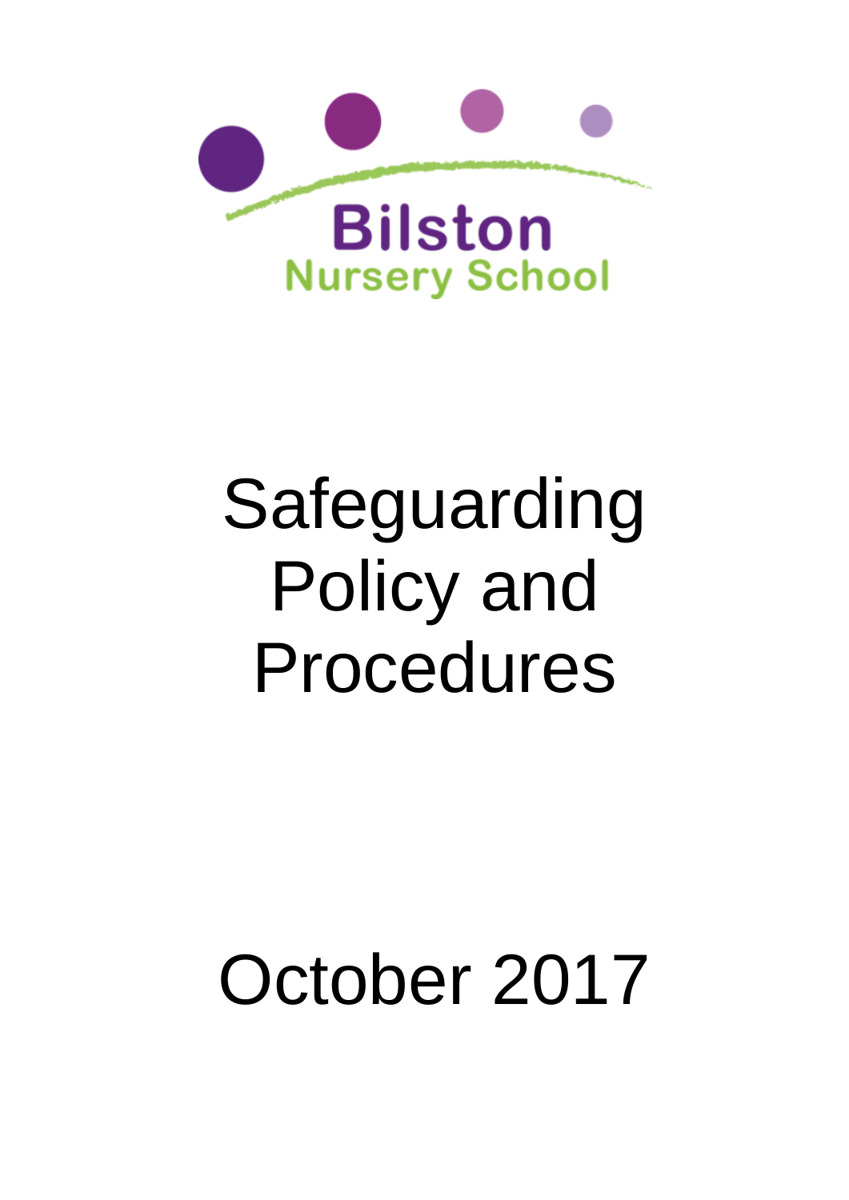Bilston
Nursery School

# Safeguarding Policy and Procedures

October 2017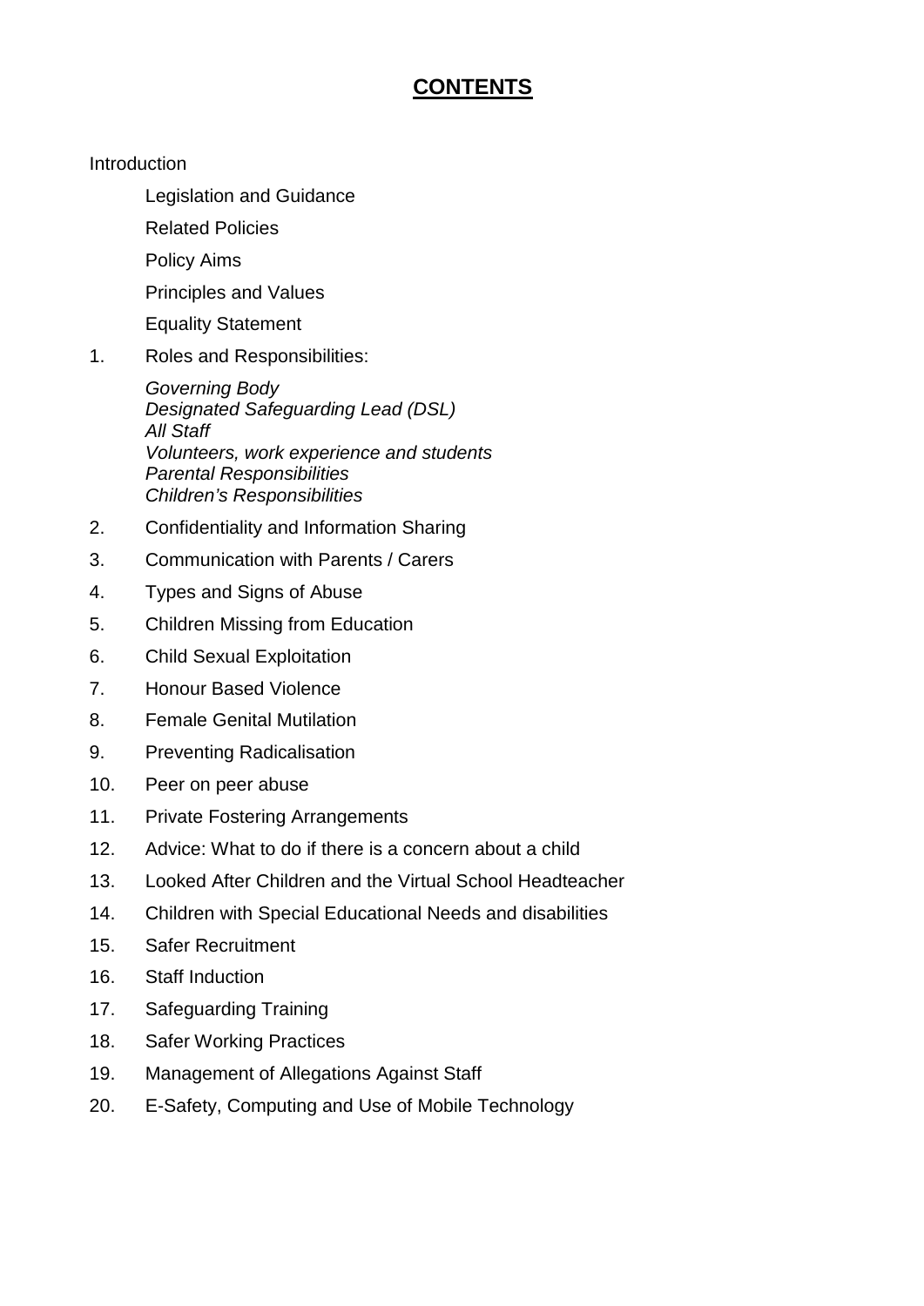# **CONTENTS**

Introduction

- Legislation and Guidance
- Related Policies
- Policy Aims
- Principles and Values
- Equality Statement

1. Roles and Responsibilities:

   *Governing Body*
   *Designated Safeguarding Lead (DSL)*
   *All Staff*
   *Volunteers, work experience and students*
   *Parental Responsibilities*
   *Children's Responsibilities*

2. Confidentiality and Information Sharing
3. Communication with Parents / Carers
4. Types and Signs of Abuse
5. Children Missing from Education
6. Child Sexual Exploitation
7. Honour Based Violence
8. Female Genital Mutilation
9. Preventing Radicalisation
10. Peer on peer abuse
11. Private Fostering Arrangements
12. Advice: What to do if there is a concern about a child
13. Looked After Children and the Virtual School Headteacher
14. Children with Special Educational Needs and disabilities
15. Safer Recruitment
16. Staff Induction
17. Safeguarding Training
18. Safer Working Practices
19. Management of Allegations Against Staff
20. E-Safety, Computing and Use of Mobile Technology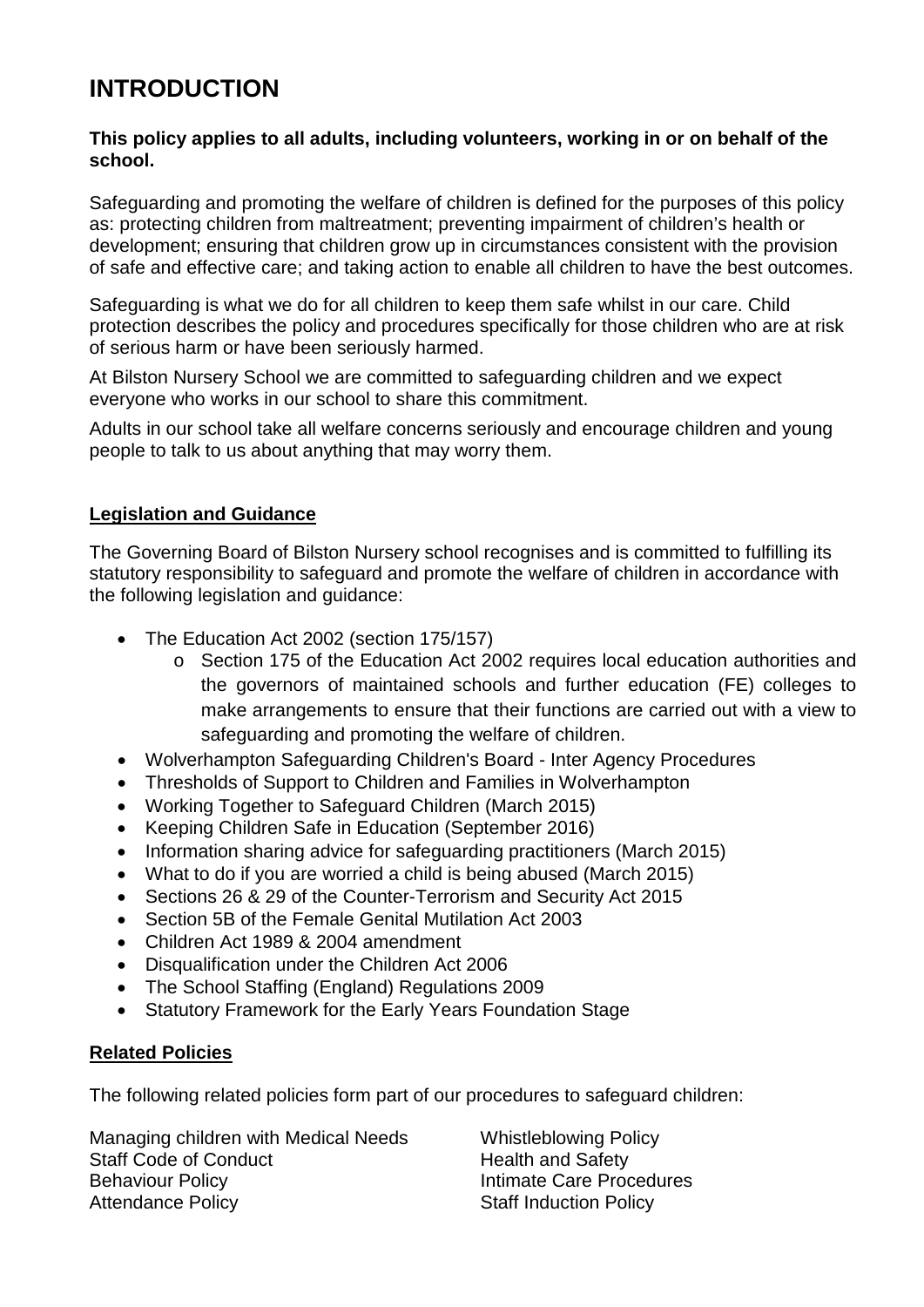# INTRODUCTION

**This policy applies to all adults, including volunteers, working in or on behalf of the school.**

Safeguarding and promoting the welfare of children is defined for the purposes of this policy as: protecting children from maltreatment; preventing impairment of children's health or development; ensuring that children grow up in circumstances consistent with the provision of safe and effective care; and taking action to enable all children to have the best outcomes.

Safeguarding is what we do for all children to keep them safe whilst in our care. Child protection describes the policy and procedures specifically for those children who are at risk of serious harm or have been seriously harmed.

At Bilston Nursery School we are committed to safeguarding children and we expect everyone who works in our school to share this commitment.

Adults in our school take all welfare concerns seriously and encourage children and young people to talk to us about anything that may worry them.

## Legislation and Guidance

The Governing Board of Bilston Nursery school recognises and is committed to fulfilling its statutory responsibility to safeguard and promote the welfare of children in accordance with the following legislation and guidance:

- The Education Act 2002 (section 175/157)
  - Section 175 of the Education Act 2002 requires local education authorities and the governors of maintained schools and further education (FE) colleges to make arrangements to ensure that their functions are carried out with a view to safeguarding and promoting the welfare of children.
- Wolverhampton Safeguarding Children's Board - Inter Agency Procedures
- Thresholds of Support to Children and Families in Wolverhampton
- Working Together to Safeguard Children (March 2015)
- Keeping Children Safe in Education (September 2016)
- Information sharing advice for safeguarding practitioners (March 2015)
- What to do if you are worried a child is being abused (March 2015)
- Sections 26 & 29 of the Counter-Terrorism and Security Act 2015
- Section 5B of the Female Genital Mutilation Act 2003
- Children Act 1989 & 2004 amendment
- Disqualification under the Children Act 2006
- The School Staffing (England) Regulations 2009
- Statutory Framework for the Early Years Foundation Stage

## Related Policies

The following related policies form part of our procedures to safeguard children:

Managing children with Medical Needs
Staff Code of Conduct
Behaviour Policy
Attendance Policy
Whistleblowing Policy
Health and Safety
Intimate Care Procedures
Staff Induction Policy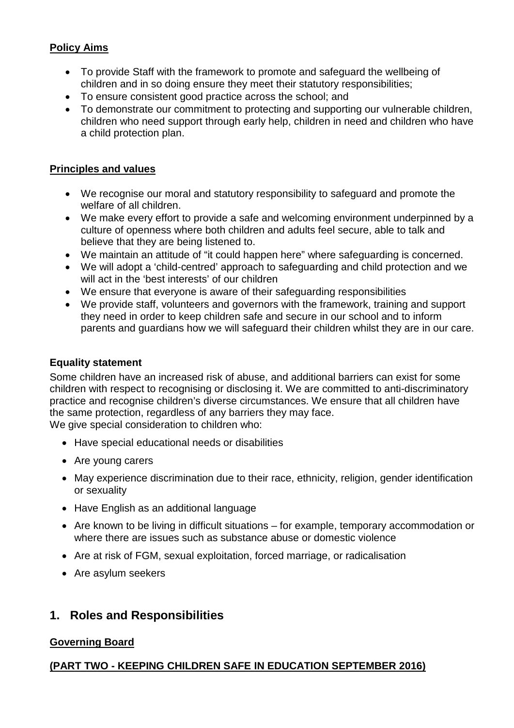**Policy Aims**

- To provide Staff with the framework to promote and safeguard the wellbeing of children and in so doing ensure they meet their statutory responsibilities;
- To ensure consistent good practice across the school; and
- To demonstrate our commitment to protecting and supporting our vulnerable children, children who need support through early help, children in need and children who have a child protection plan.

**Principles and values**

- We recognise our moral and statutory responsibility to safeguard and promote the welfare of all children.
- We make every effort to provide a safe and welcoming environment underpinned by a culture of openness where both children and adults feel secure, able to talk and believe that they are being listened to.
- We maintain an attitude of "it could happen here" where safeguarding is concerned.
- We will adopt a 'child-centred' approach to safeguarding and child protection and we will act in the 'best interests' of our children
- We ensure that everyone is aware of their safeguarding responsibilities
- We provide staff, volunteers and governors with the framework, training and support they need in order to keep children safe and secure in our school and to inform parents and guardians how we will safeguard their children whilst they are in our care.

**Equality statement**

Some children have an increased risk of abuse, and additional barriers can exist for some children with respect to recognising or disclosing it. We are committed to anti-discriminatory practice and recognise children's diverse circumstances. We ensure that all children have the same protection, regardless of any barriers they may face.
We give special consideration to children who:

- Have special educational needs or disabilities
- Are young carers
- May experience discrimination due to their race, ethnicity, religion, gender identification or sexuality
- Have English as an additional language
- Are known to be living in difficult situations – for example, temporary accommodation or where there are issues such as substance abuse or domestic violence
- Are at risk of FGM, sexual exploitation, forced marriage, or radicalisation
- Are asylum seekers

## 1. Roles and Responsibilities

**Governing Board**

**(PART TWO - KEEPING CHILDREN SAFE IN EDUCATION SEPTEMBER 2016)**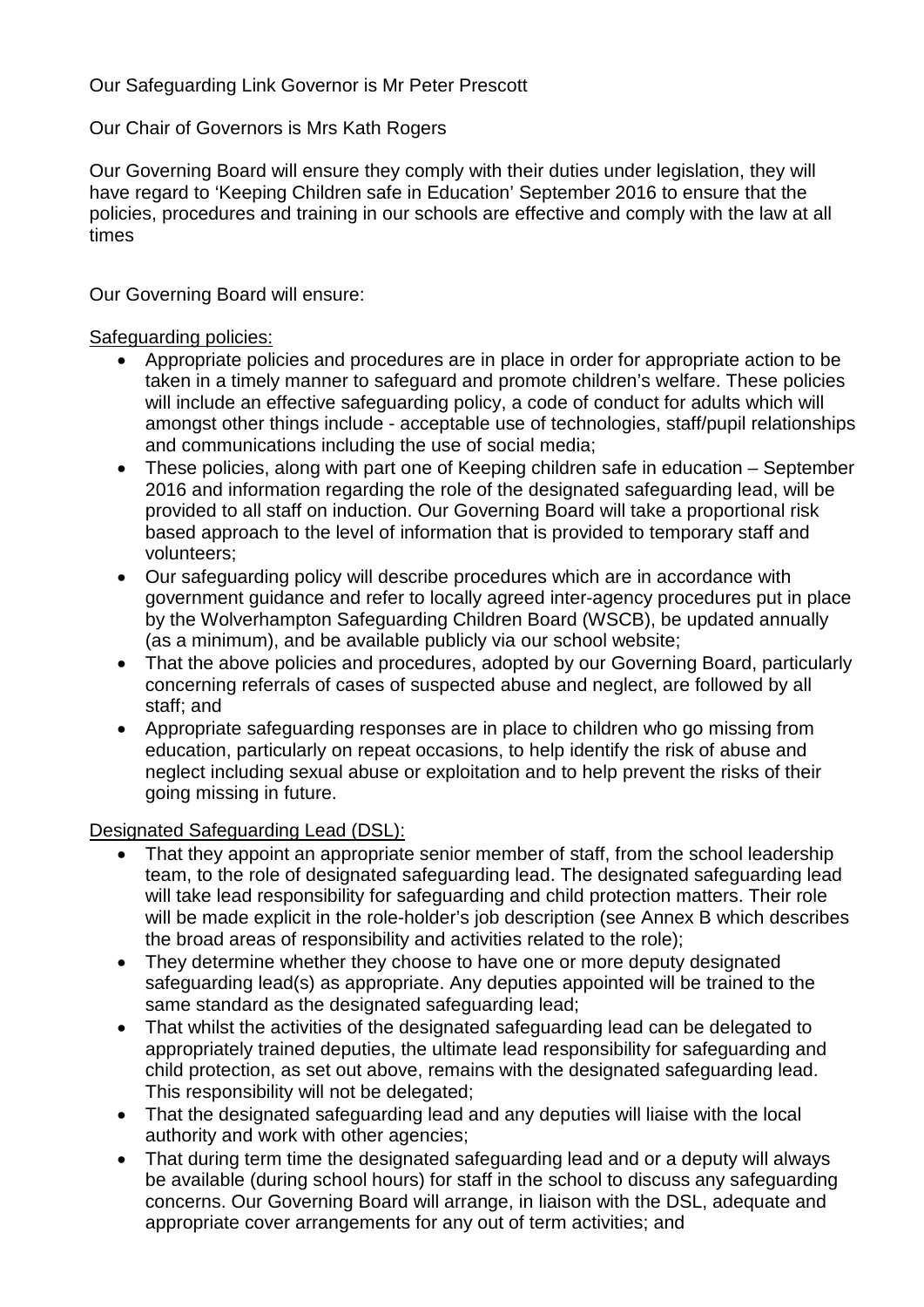Our Safeguarding Link Governor is Mr Peter Prescott

Our Chair of Governors is Mrs Kath Rogers

Our Governing Board will ensure they comply with their duties under legislation, they will have regard to 'Keeping Children safe in Education' September 2016 to ensure that the policies, procedures and training in our schools are effective and comply with the law at all times

Our Governing Board will ensure:

Safeguarding policies:

- Appropriate policies and procedures are in place in order for appropriate action to be taken in a timely manner to safeguard and promote children's welfare. These policies will include an effective safeguarding policy, a code of conduct for adults which will amongst other things include - acceptable use of technologies, staff/pupil relationships and communications including the use of social media;
- These policies, along with part one of Keeping children safe in education – September 2016 and information regarding the role of the designated safeguarding lead, will be provided to all staff on induction. Our Governing Board will take a proportional risk based approach to the level of information that is provided to temporary staff and volunteers;
- Our safeguarding policy will describe procedures which are in accordance with government guidance and refer to locally agreed inter-agency procedures put in place by the Wolverhampton Safeguarding Children Board (WSCB), be updated annually (as a minimum), and be available publicly via our school website;
- That the above policies and procedures, adopted by our Governing Board, particularly concerning referrals of cases of suspected abuse and neglect, are followed by all staff; and
- Appropriate safeguarding responses are in place to children who go missing from education, particularly on repeat occasions, to help identify the risk of abuse and neglect including sexual abuse or exploitation and to help prevent the risks of their going missing in future.

Designated Safeguarding Lead (DSL):

- That they appoint an appropriate senior member of staff, from the school leadership team, to the role of designated safeguarding lead. The designated safeguarding lead will take lead responsibility for safeguarding and child protection matters. Their role will be made explicit in the role-holder's job description (see Annex B which describes the broad areas of responsibility and activities related to the role);
- They determine whether they choose to have one or more deputy designated safeguarding lead(s) as appropriate. Any deputies appointed will be trained to the same standard as the designated safeguarding lead;
- That whilst the activities of the designated safeguarding lead can be delegated to appropriately trained deputies, the ultimate lead responsibility for safeguarding and child protection, as set out above, remains with the designated safeguarding lead. This responsibility will not be delegated;
- That the designated safeguarding lead and any deputies will liaise with the local authority and work with other agencies;
- That during term time the designated safeguarding lead and or a deputy will always be available (during school hours) for staff in the school to discuss any safeguarding concerns. Our Governing Board will arrange, in liaison with the DSL, adequate and appropriate cover arrangements for any out of term activities; and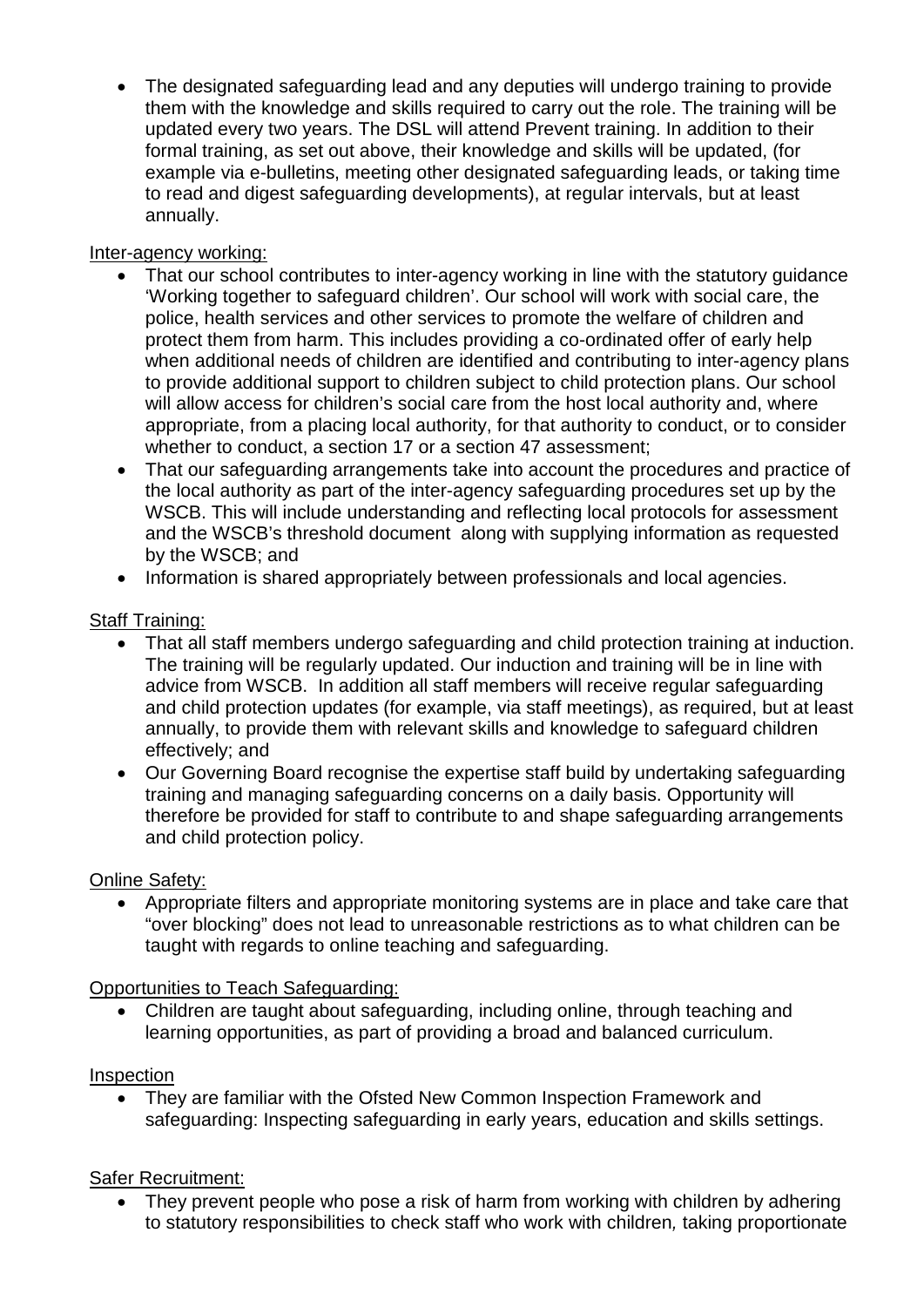- The designated safeguarding lead and any deputies will undergo training to provide them with the knowledge and skills required to carry out the role. The training will be updated every two years. The DSL will attend Prevent training. In addition to their formal training, as set out above, their knowledge and skills will be updated, (for example via e-bulletins, meeting other designated safeguarding leads, or taking time to read and digest safeguarding developments), at regular intervals, but at least annually.

Inter-agency working:

- That our school contributes to inter-agency working in line with the statutory guidance 'Working together to safeguard children'. Our school will work with social care, the police, health services and other services to promote the welfare of children and protect them from harm. This includes providing a co-ordinated offer of early help when additional needs of children are identified and contributing to inter-agency plans to provide additional support to children subject to child protection plans. Our school will allow access for children's social care from the host local authority and, where appropriate, from a placing local authority, for that authority to conduct, or to consider whether to conduct, a section 17 or a section 47 assessment;
- That our safeguarding arrangements take into account the procedures and practice of the local authority as part of the inter-agency safeguarding procedures set up by the WSCB. This will include understanding and reflecting local protocols for assessment and the WSCB's threshold document along with supplying information as requested by the WSCB; and
- Information is shared appropriately between professionals and local agencies.

Staff Training:

- That all staff members undergo safeguarding and child protection training at induction. The training will be regularly updated. Our induction and training will be in line with advice from WSCB. In addition all staff members will receive regular safeguarding and child protection updates (for example, via staff meetings), as required, but at least annually, to provide them with relevant skills and knowledge to safeguard children effectively; and
- Our Governing Board recognise the expertise staff build by undertaking safeguarding training and managing safeguarding concerns on a daily basis. Opportunity will therefore be provided for staff to contribute to and shape safeguarding arrangements and child protection policy.

Online Safety:

- Appropriate filters and appropriate monitoring systems are in place and take care that "over blocking" does not lead to unreasonable restrictions as to what children can be taught with regards to online teaching and safeguarding.

Opportunities to Teach Safeguarding:

- Children are taught about safeguarding, including online, through teaching and learning opportunities, as part of providing a broad and balanced curriculum.

Inspection

- They are familiar with the Ofsted New Common Inspection Framework and safeguarding: Inspecting safeguarding in early years, education and skills settings.

Safer Recruitment:

- They prevent people who pose a risk of harm from working with children by adhering to statutory responsibilities to check staff who work with children*,* taking proportionate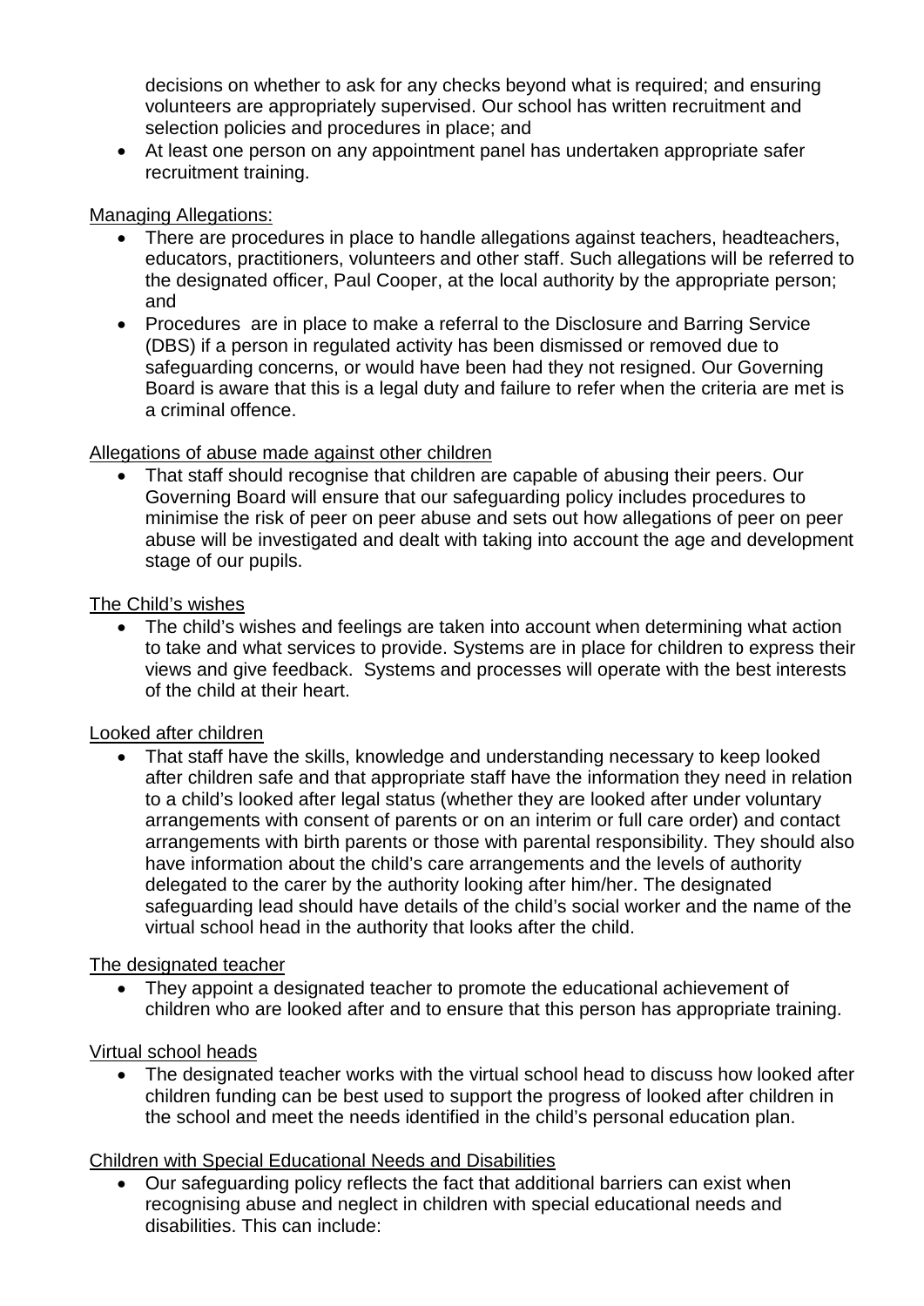decisions on whether to ask for any checks beyond what is required; and ensuring volunteers are appropriately supervised. Our school has written recruitment and selection policies and procedures in place; and

- At least one person on any appointment panel has undertaken appropriate safer recruitment training.

Managing Allegations:

- There are procedures in place to handle allegations against teachers, headteachers, educators, practitioners, volunteers and other staff. Such allegations will be referred to the designated officer, Paul Cooper, at the local authority by the appropriate person; and
- Procedures are in place to make a referral to the Disclosure and Barring Service (DBS) if a person in regulated activity has been dismissed or removed due to safeguarding concerns, or would have been had they not resigned. Our Governing Board is aware that this is a legal duty and failure to refer when the criteria are met is a criminal offence.

Allegations of abuse made against other children

- That staff should recognise that children are capable of abusing their peers. Our Governing Board will ensure that our safeguarding policy includes procedures to minimise the risk of peer on peer abuse and sets out how allegations of peer on peer abuse will be investigated and dealt with taking into account the age and development stage of our pupils.

The Child's wishes

- The child's wishes and feelings are taken into account when determining what action to take and what services to provide. Systems are in place for children to express their views and give feedback. Systems and processes will operate with the best interests of the child at their heart.

Looked after children

- That staff have the skills, knowledge and understanding necessary to keep looked after children safe and that appropriate staff have the information they need in relation to a child's looked after legal status (whether they are looked after under voluntary arrangements with consent of parents or on an interim or full care order) and contact arrangements with birth parents or those with parental responsibility. They should also have information about the child's care arrangements and the levels of authority delegated to the carer by the authority looking after him/her. The designated safeguarding lead should have details of the child's social worker and the name of the virtual school head in the authority that looks after the child.

The designated teacher

- They appoint a designated teacher to promote the educational achievement of children who are looked after and to ensure that this person has appropriate training.

Virtual school heads

- The designated teacher works with the virtual school head to discuss how looked after children funding can be best used to support the progress of looked after children in the school and meet the needs identified in the child's personal education plan.

Children with Special Educational Needs and Disabilities

- Our safeguarding policy reflects the fact that additional barriers can exist when recognising abuse and neglect in children with special educational needs and disabilities. This can include: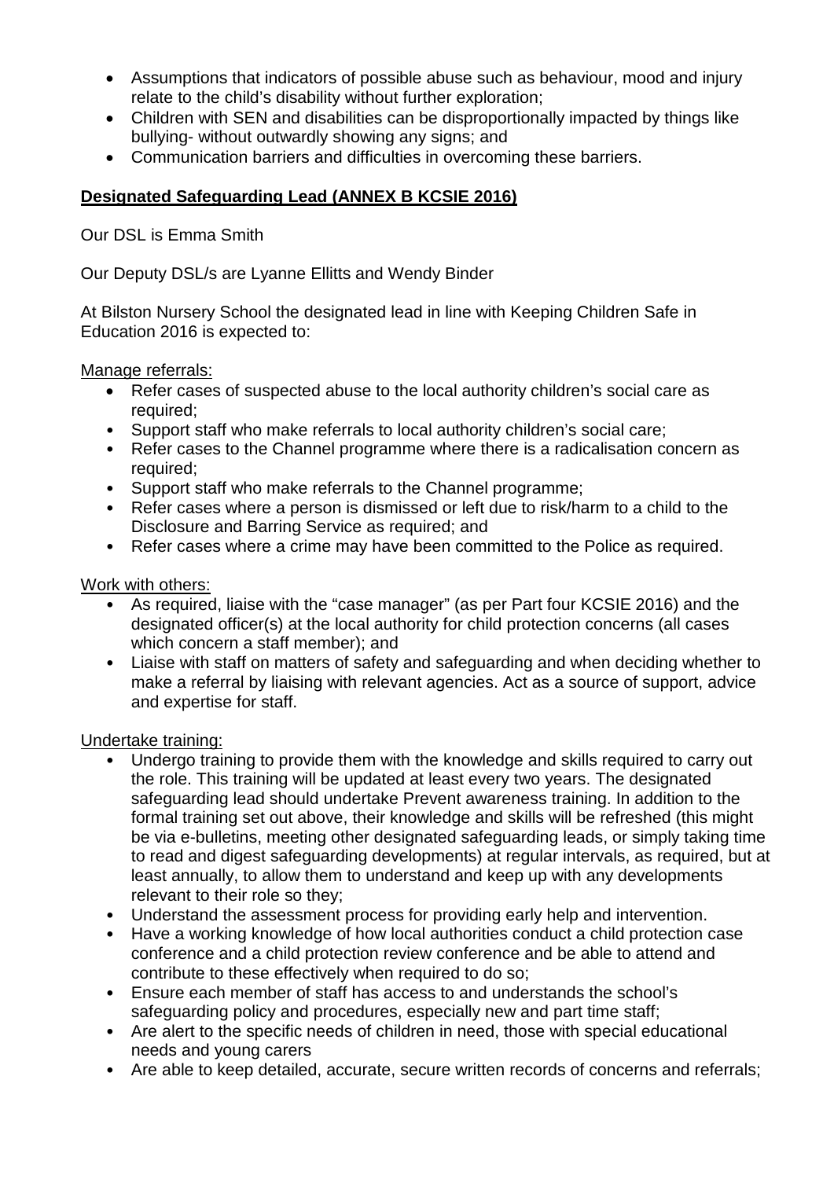- Assumptions that indicators of possible abuse such as behaviour, mood and injury relate to the child's disability without further exploration;
- Children with SEN and disabilities can be disproportionally impacted by things like bullying- without outwardly showing any signs; and
- Communication barriers and difficulties in overcoming these barriers.

## **Designated Safeguarding Lead (ANNEX B KCSIE 2016)**

Our DSL is Emma Smith

Our Deputy DSL/s are Lyanne Ellitts and Wendy Binder

At Bilston Nursery School the designated lead in line with Keeping Children Safe in Education 2016 is expected to:

Manage referrals:

- Refer cases of suspected abuse to the local authority children's social care as required;
- Support staff who make referrals to local authority children's social care;
- Refer cases to the Channel programme where there is a radicalisation concern as required;
- Support staff who make referrals to the Channel programme;
- Refer cases where a person is dismissed or left due to risk/harm to a child to the Disclosure and Barring Service as required; and
- Refer cases where a crime may have been committed to the Police as required.

Work with others:

- As required, liaise with the "case manager" (as per Part four KCSIE 2016) and the designated officer(s) at the local authority for child protection concerns (all cases which concern a staff member); and
- Liaise with staff on matters of safety and safeguarding and when deciding whether to make a referral by liaising with relevant agencies. Act as a source of support, advice and expertise for staff.

Undertake training:

- Undergo training to provide them with the knowledge and skills required to carry out the role. This training will be updated at least every two years. The designated safeguarding lead should undertake Prevent awareness training. In addition to the formal training set out above, their knowledge and skills will be refreshed (this might be via e-bulletins, meeting other designated safeguarding leads, or simply taking time to read and digest safeguarding developments) at regular intervals, as required, but at least annually, to allow them to understand and keep up with any developments relevant to their role so they;
- Understand the assessment process for providing early help and intervention.
- Have a working knowledge of how local authorities conduct a child protection case conference and a child protection review conference and be able to attend and contribute to these effectively when required to do so;
- Ensure each member of staff has access to and understands the school's safeguarding policy and procedures, especially new and part time staff;
- Are alert to the specific needs of children in need, those with special educational needs and young carers
- Are able to keep detailed, accurate, secure written records of concerns and referrals;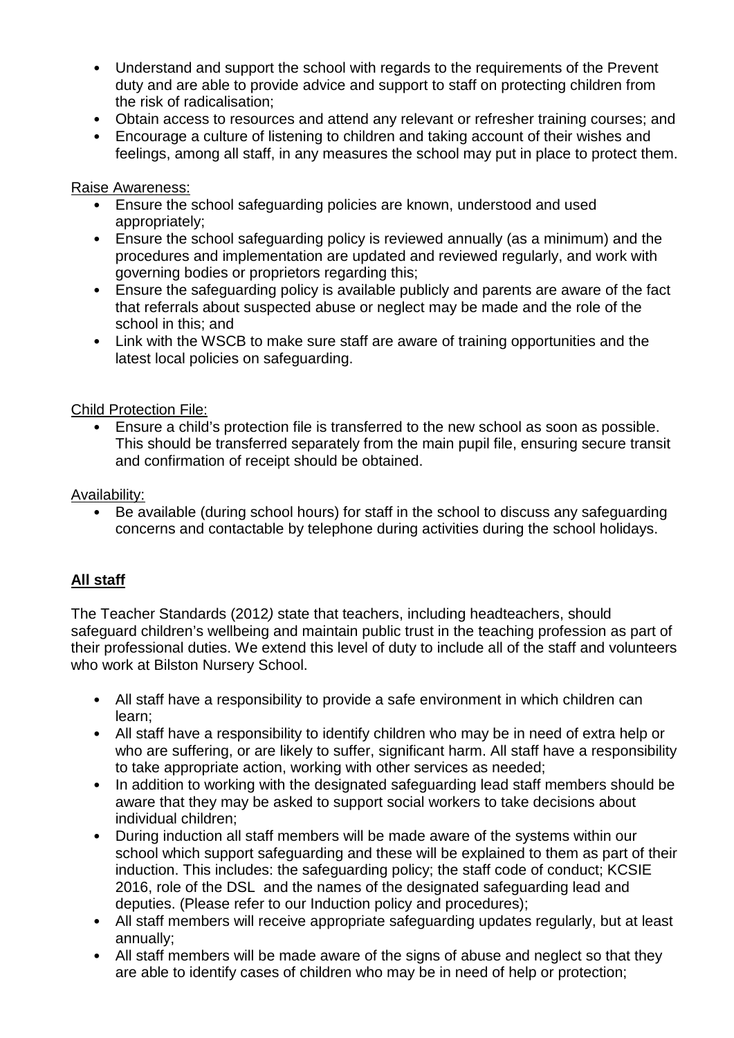- Understand and support the school with regards to the requirements of the Prevent duty and are able to provide advice and support to staff on protecting children from the risk of radicalisation;
- Obtain access to resources and attend any relevant or refresher training courses; and
- Encourage a culture of listening to children and taking account of their wishes and feelings, among all staff, in any measures the school may put in place to protect them.

Raise Awareness:

- Ensure the school safeguarding policies are known, understood and used appropriately;
- Ensure the school safeguarding policy is reviewed annually (as a minimum) and the procedures and implementation are updated and reviewed regularly, and work with governing bodies or proprietors regarding this;
- Ensure the safeguarding policy is available publicly and parents are aware of the fact that referrals about suspected abuse or neglect may be made and the role of the school in this; and
- Link with the WSCB to make sure staff are aware of training opportunities and the latest local policies on safeguarding.

Child Protection File:

- Ensure a child's protection file is transferred to the new school as soon as possible. This should be transferred separately from the main pupil file, ensuring secure transit and confirmation of receipt should be obtained.

Availability:

- Be available (during school hours) for staff in the school to discuss any safeguarding concerns and contactable by telephone during activities during the school holidays.

**All staff**

The Teacher Standards (2012*)* state that teachers, including headteachers, should safeguard children's wellbeing and maintain public trust in the teaching profession as part of their professional duties. We extend this level of duty to include all of the staff and volunteers who work at Bilston Nursery School.

- All staff have a responsibility to provide a safe environment in which children can learn;
- All staff have a responsibility to identify children who may be in need of extra help or who are suffering, or are likely to suffer, significant harm. All staff have a responsibility to take appropriate action, working with other services as needed;
- In addition to working with the designated safeguarding lead staff members should be aware that they may be asked to support social workers to take decisions about individual children;
- During induction all staff members will be made aware of the systems within our school which support safeguarding and these will be explained to them as part of their induction. This includes: the safeguarding policy; the staff code of conduct; KCSIE 2016, role of the DSL and the names of the designated safeguarding lead and deputies. (Please refer to our Induction policy and procedures);
- All staff members will receive appropriate safeguarding updates regularly, but at least annually;
- All staff members will be made aware of the signs of abuse and neglect so that they are able to identify cases of children who may be in need of help or protection;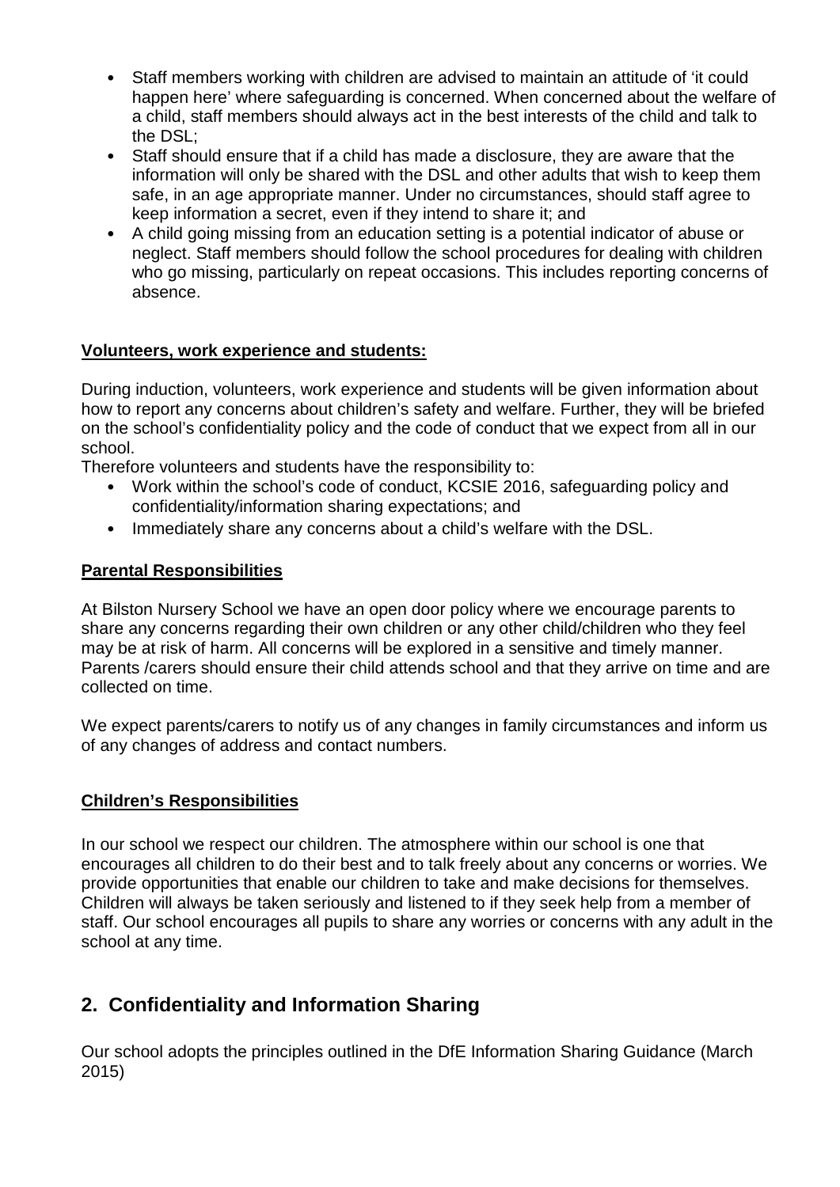- Staff members working with children are advised to maintain an attitude of 'it could happen here' where safeguarding is concerned. When concerned about the welfare of a child, staff members should always act in the best interests of the child and talk to the DSL;
- Staff should ensure that if a child has made a disclosure, they are aware that the information will only be shared with the DSL and other adults that wish to keep them safe, in an age appropriate manner. Under no circumstances, should staff agree to keep information a secret, even if they intend to share it; and
- A child going missing from an education setting is a potential indicator of abuse or neglect. Staff members should follow the school procedures for dealing with children who go missing, particularly on repeat occasions. This includes reporting concerns of absence.

**Volunteers, work experience and students:**

During induction, volunteers, work experience and students will be given information about how to report any concerns about children's safety and welfare. Further, they will be briefed on the school's confidentiality policy and the code of conduct that we expect from all in our school.
Therefore volunteers and students have the responsibility to:

- Work within the school's code of conduct, KCSIE 2016, safeguarding policy and confidentiality/information sharing expectations; and
- Immediately share any concerns about a child's welfare with the DSL.

**Parental Responsibilities**

At Bilston Nursery School we have an open door policy where we encourage parents to share any concerns regarding their own children or any other child/children who they feel may be at risk of harm. All concerns will be explored in a sensitive and timely manner. Parents /carers should ensure their child attends school and that they arrive on time and are collected on time.

We expect parents/carers to notify us of any changes in family circumstances and inform us of any changes of address and contact numbers.

**Children's Responsibilities**

In our school we respect our children. The atmosphere within our school is one that encourages all children to do their best and to talk freely about any concerns or worries. We provide opportunities that enable our children to take and make decisions for themselves. Children will always be taken seriously and listened to if they seek help from a member of staff. Our school encourages all pupils to share any worries or concerns with any adult in the school at any time.

## 2. Confidentiality and Information Sharing

Our school adopts the principles outlined in the DfE Information Sharing Guidance (March 2015)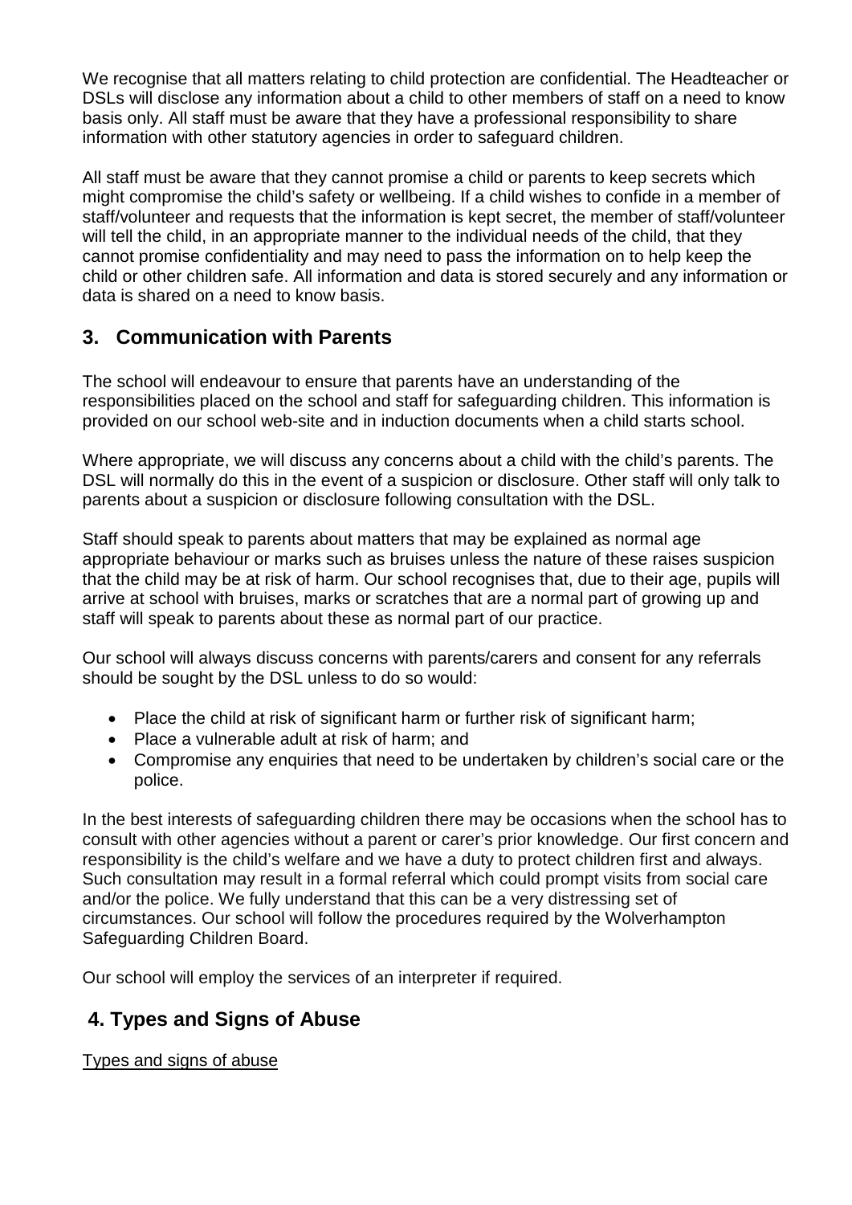We recognise that all matters relating to child protection are confidential. The Headteacher or DSLs will disclose any information about a child to other members of staff on a need to know basis only. All staff must be aware that they have a professional responsibility to share information with other statutory agencies in order to safeguard children.

All staff must be aware that they cannot promise a child or parents to keep secrets which might compromise the child's safety or wellbeing. If a child wishes to confide in a member of staff/volunteer and requests that the information is kept secret, the member of staff/volunteer will tell the child, in an appropriate manner to the individual needs of the child, that they cannot promise confidentiality and may need to pass the information on to help keep the child or other children safe. All information and data is stored securely and any information or data is shared on a need to know basis.

## 3. Communication with Parents

The school will endeavour to ensure that parents have an understanding of the responsibilities placed on the school and staff for safeguarding children. This information is provided on our school web-site and in induction documents when a child starts school.

Where appropriate, we will discuss any concerns about a child with the child's parents. The DSL will normally do this in the event of a suspicion or disclosure. Other staff will only talk to parents about a suspicion or disclosure following consultation with the DSL.

Staff should speak to parents about matters that may be explained as normal age appropriate behaviour or marks such as bruises unless the nature of these raises suspicion that the child may be at risk of harm. Our school recognises that, due to their age, pupils will arrive at school with bruises, marks or scratches that are a normal part of growing up and staff will speak to parents about these as normal part of our practice.

Our school will always discuss concerns with parents/carers and consent for any referrals should be sought by the DSL unless to do so would:

- Place the child at risk of significant harm or further risk of significant harm;
- Place a vulnerable adult at risk of harm; and
- Compromise any enquiries that need to be undertaken by children's social care or the police.

In the best interests of safeguarding children there may be occasions when the school has to consult with other agencies without a parent or carer's prior knowledge. Our first concern and responsibility is the child's welfare and we have a duty to protect children first and always. Such consultation may result in a formal referral which could prompt visits from social care and/or the police. We fully understand that this can be a very distressing set of circumstances. Our school will follow the procedures required by the Wolverhampton Safeguarding Children Board.

Our school will employ the services of an interpreter if required.

## 4. Types and Signs of Abuse

Types and signs of abuse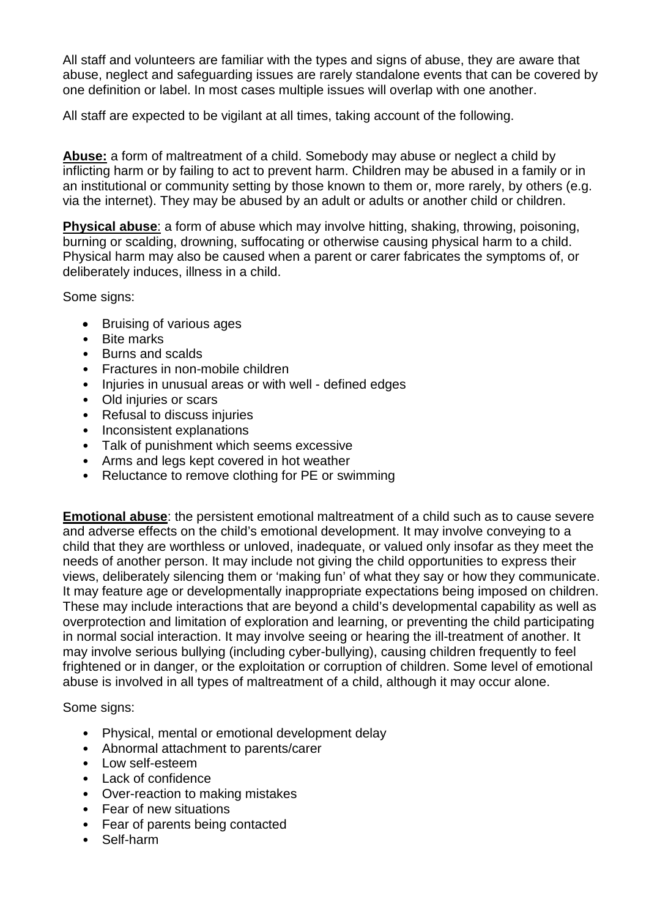All staff and volunteers are familiar with the types and signs of abuse, they are aware that abuse, neglect and safeguarding issues are rarely standalone events that can be covered by one definition or label. In most cases multiple issues will overlap with one another.

All staff are expected to be vigilant at all times, taking account of the following.

**Abuse:** a form of maltreatment of a child. Somebody may abuse or neglect a child by inflicting harm or by failing to act to prevent harm. Children may be abused in a family or in an institutional or community setting by those known to them or, more rarely, by others (e.g. via the internet). They may be abused by an adult or adults or another child or children.

**Physical abuse**: a form of abuse which may involve hitting, shaking, throwing, poisoning, burning or scalding, drowning, suffocating or otherwise causing physical harm to a child. Physical harm may also be caused when a parent or carer fabricates the symptoms of, or deliberately induces, illness in a child.

Some signs:

- Bruising of various ages
- Bite marks
- Burns and scalds
- Fractures in non-mobile children
- Injuries in unusual areas or with well - defined edges
- Old injuries or scars
- Refusal to discuss injuries
- Inconsistent explanations
- Talk of punishment which seems excessive
- Arms and legs kept covered in hot weather
- Reluctance to remove clothing for PE or swimming

**Emotional abuse**: the persistent emotional maltreatment of a child such as to cause severe and adverse effects on the child's emotional development. It may involve conveying to a child that they are worthless or unloved, inadequate, or valued only insofar as they meet the needs of another person. It may include not giving the child opportunities to express their views, deliberately silencing them or 'making fun' of what they say or how they communicate. It may feature age or developmentally inappropriate expectations being imposed on children. These may include interactions that are beyond a child's developmental capability as well as overprotection and limitation of exploration and learning, or preventing the child participating in normal social interaction. It may involve seeing or hearing the ill-treatment of another. It may involve serious bullying (including cyber-bullying), causing children frequently to feel frightened or in danger, or the exploitation or corruption of children. Some level of emotional abuse is involved in all types of maltreatment of a child, although it may occur alone.

Some signs:

- Physical, mental or emotional development delay
- Abnormal attachment to parents/carer
- Low self-esteem
- Lack of confidence
- Over-reaction to making mistakes
- Fear of new situations
- Fear of parents being contacted
- Self-harm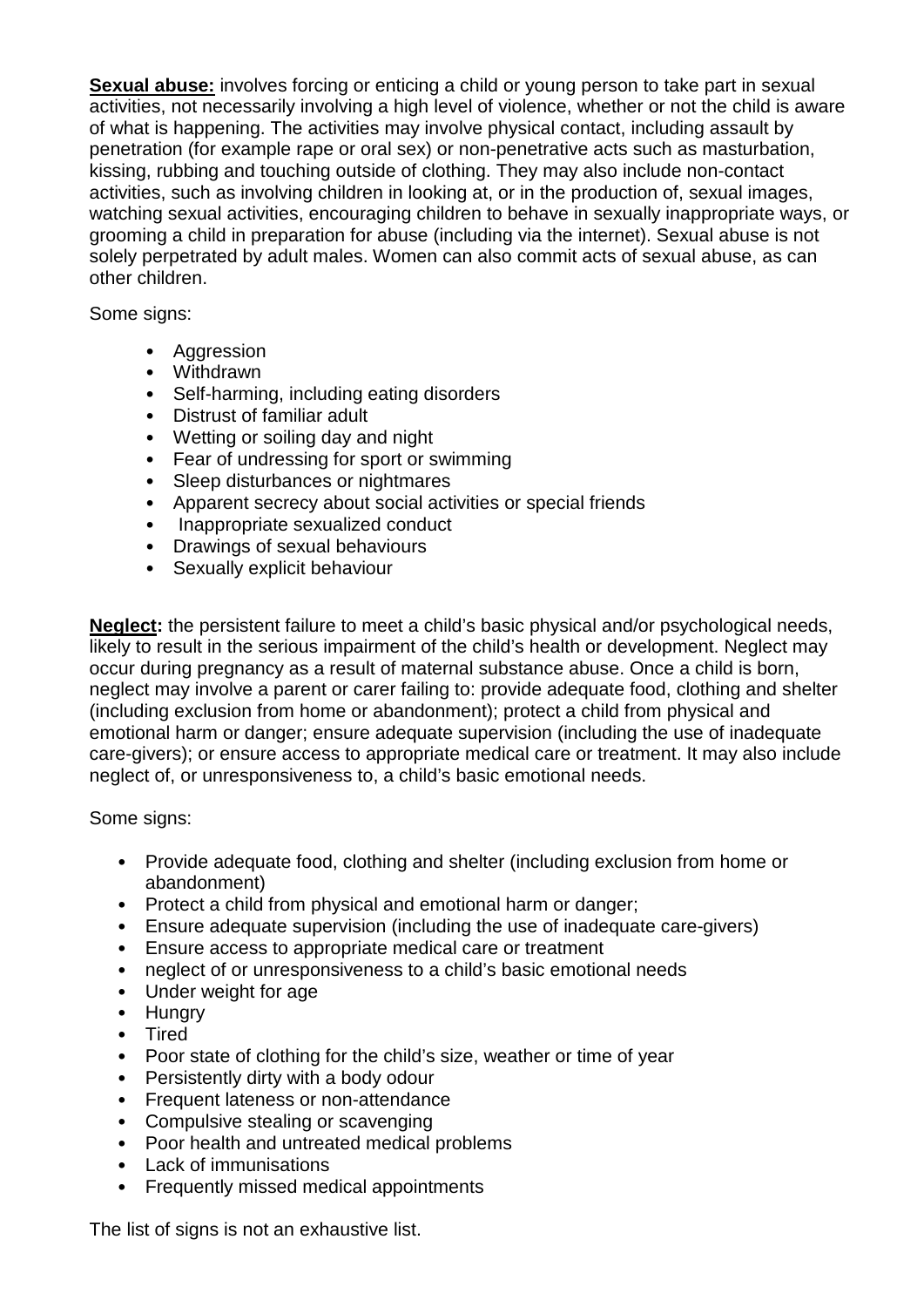**Sexual abuse:** involves forcing or enticing a child or young person to take part in sexual activities, not necessarily involving a high level of violence, whether or not the child is aware of what is happening. The activities may involve physical contact, including assault by penetration (for example rape or oral sex) or non-penetrative acts such as masturbation, kissing, rubbing and touching outside of clothing. They may also include non-contact activities, such as involving children in looking at, or in the production of, sexual images, watching sexual activities, encouraging children to behave in sexually inappropriate ways, or grooming a child in preparation for abuse (including via the internet). Sexual abuse is not solely perpetrated by adult males. Women can also commit acts of sexual abuse, as can other children.

Some signs:

- Aggression
- Withdrawn
- Self-harming, including eating disorders
- Distrust of familiar adult
- Wetting or soiling day and night
- Fear of undressing for sport or swimming
- Sleep disturbances or nightmares
- Apparent secrecy about social activities or special friends
- Inappropriate sexualized conduct
- Drawings of sexual behaviours
- Sexually explicit behaviour

**Neglect:** the persistent failure to meet a child's basic physical and/or psychological needs, likely to result in the serious impairment of the child's health or development. Neglect may occur during pregnancy as a result of maternal substance abuse. Once a child is born, neglect may involve a parent or carer failing to: provide adequate food, clothing and shelter (including exclusion from home or abandonment); protect a child from physical and emotional harm or danger; ensure adequate supervision (including the use of inadequate care-givers); or ensure access to appropriate medical care or treatment. It may also include neglect of, or unresponsiveness to, a child's basic emotional needs.

Some signs:

- Provide adequate food, clothing and shelter (including exclusion from home or abandonment)
- Protect a child from physical and emotional harm or danger;
- Ensure adequate supervision (including the use of inadequate care-givers)
- Ensure access to appropriate medical care or treatment
- neglect of or unresponsiveness to a child's basic emotional needs
- Under weight for age
- Hungry
- Tired
- Poor state of clothing for the child's size, weather or time of year
- Persistently dirty with a body odour
- Frequent lateness or non-attendance
- Compulsive stealing or scavenging
- Poor health and untreated medical problems
- Lack of immunisations
- Frequently missed medical appointments

The list of signs is not an exhaustive list.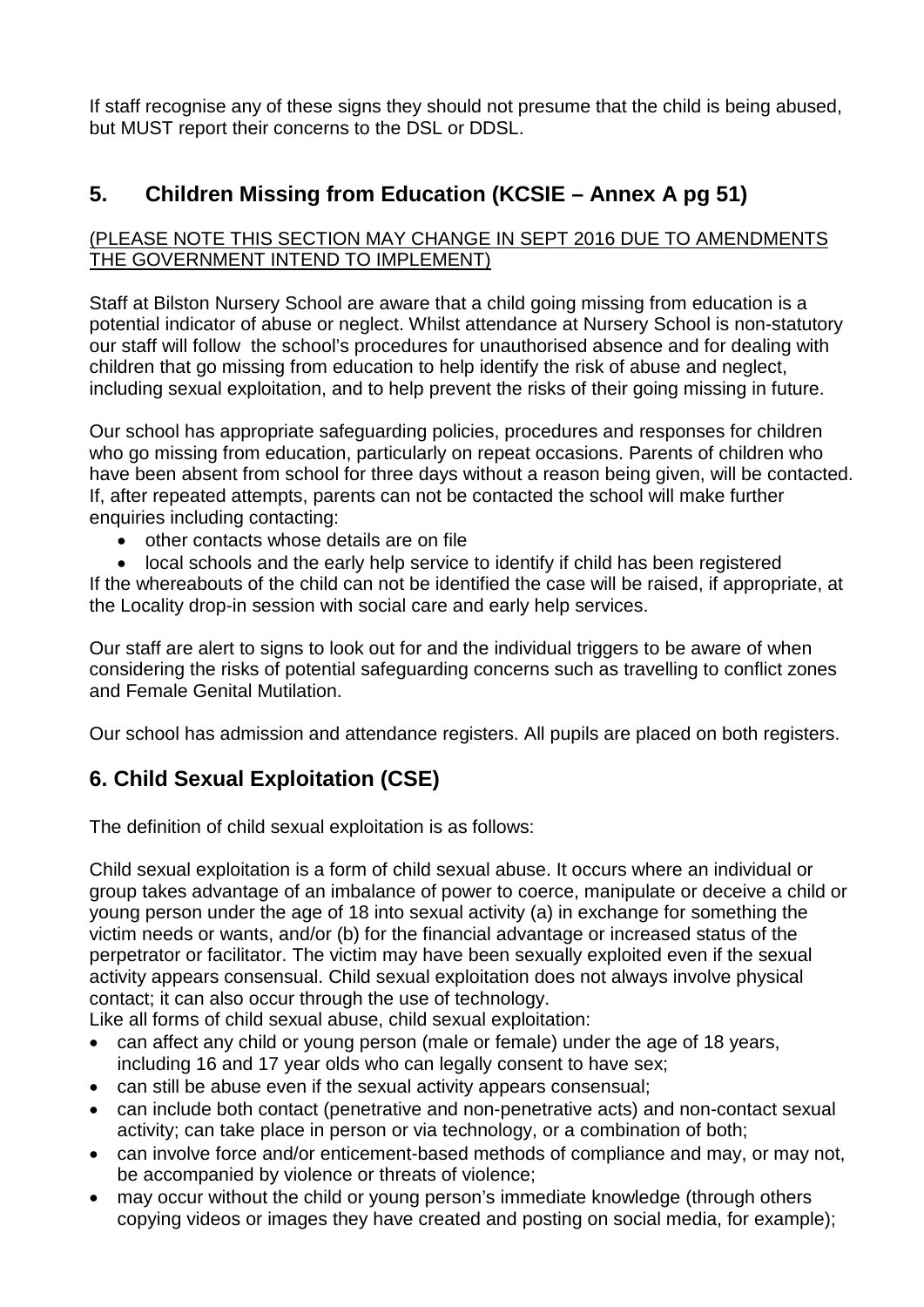If staff recognise any of these signs they should not presume that the child is being abused, but MUST report their concerns to the DSL or DDSL.

## 5. Children Missing from Education (KCSIE – Annex A pg 51)

<u>(PLEASE NOTE THIS SECTION MAY CHANGE IN SEPT 2016 DUE TO AMENDMENTS THE GOVERNMENT INTEND TO IMPLEMENT)</u>

Staff at Bilston Nursery School are aware that a child going missing from education is a potential indicator of abuse or neglect. Whilst attendance at Nursery School is non-statutory our staff will follow the school's procedures for unauthorised absence and for dealing with children that go missing from education to help identify the risk of abuse and neglect, including sexual exploitation, and to help prevent the risks of their going missing in future.

Our school has appropriate safeguarding policies, procedures and responses for children who go missing from education, particularly on repeat occasions. Parents of children who have been absent from school for three days without a reason being given, will be contacted. If, after repeated attempts, parents can not be contacted the school will make further enquiries including contacting:

- other contacts whose details are on file
- local schools and the early help service to identify if child has been registered

If the whereabouts of the child can not be identified the case will be raised, if appropriate, at the Locality drop-in session with social care and early help services.

Our staff are alert to signs to look out for and the individual triggers to be aware of when considering the risks of potential safeguarding concerns such as travelling to conflict zones and Female Genital Mutilation.

Our school has admission and attendance registers. All pupils are placed on both registers.

## 6. Child Sexual Exploitation (CSE)

The definition of child sexual exploitation is as follows:

Child sexual exploitation is a form of child sexual abuse. It occurs where an individual or group takes advantage of an imbalance of power to coerce, manipulate or deceive a child or young person under the age of 18 into sexual activity (a) in exchange for something the victim needs or wants, and/or (b) for the financial advantage or increased status of the perpetrator or facilitator. The victim may have been sexually exploited even if the sexual activity appears consensual. Child sexual exploitation does not always involve physical contact; it can also occur through the use of technology.

Like all forms of child sexual abuse, child sexual exploitation:

- can affect any child or young person (male or female) under the age of 18 years, including 16 and 17 year olds who can legally consent to have sex;
- can still be abuse even if the sexual activity appears consensual;
- can include both contact (penetrative and non-penetrative acts) and non-contact sexual activity; can take place in person or via technology, or a combination of both;
- can involve force and/or enticement-based methods of compliance and may, or may not, be accompanied by violence or threats of violence;
- may occur without the child or young person's immediate knowledge (through others copying videos or images they have created and posting on social media, for example);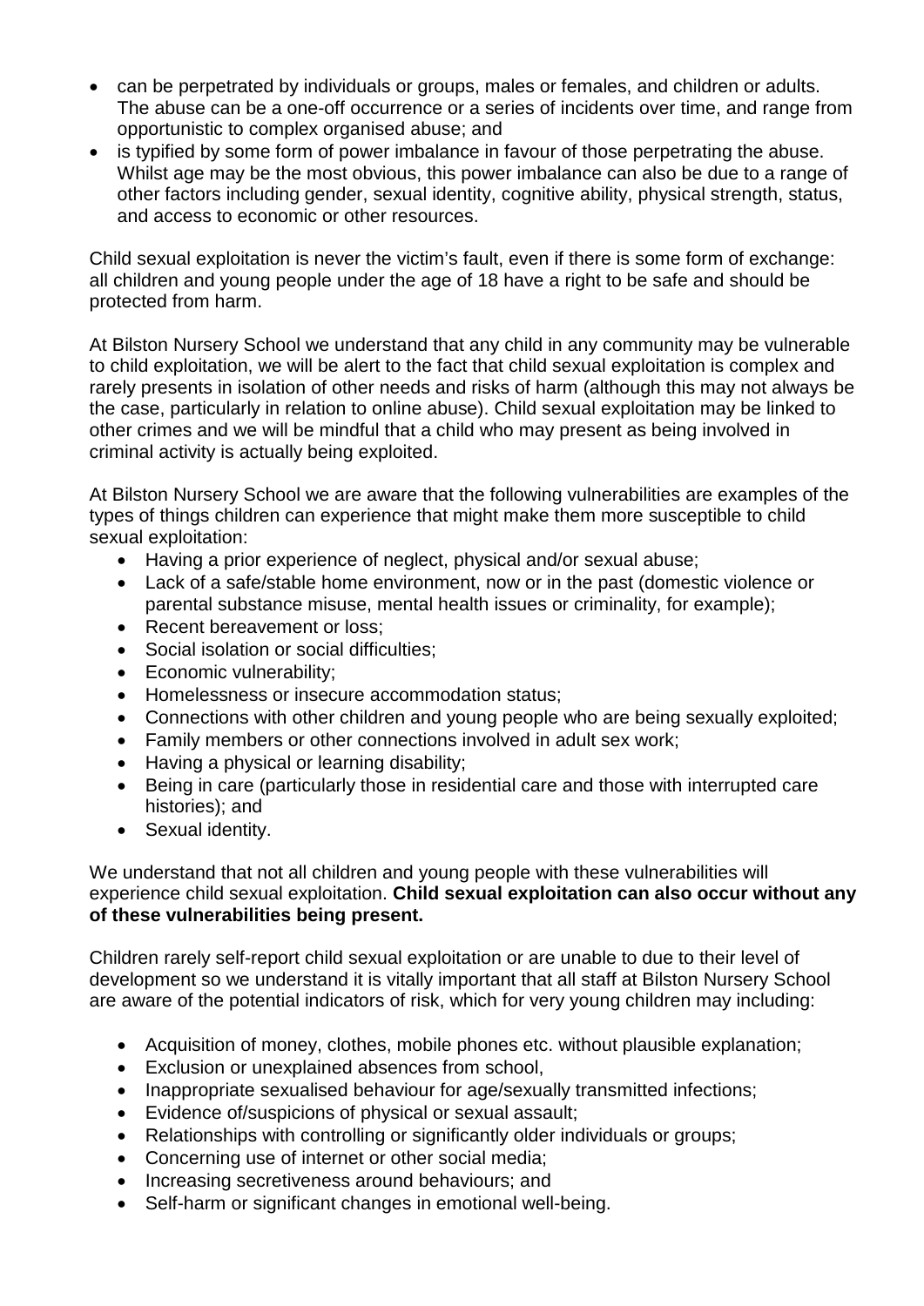- can be perpetrated by individuals or groups, males or females, and children or adults. The abuse can be a one-off occurrence or a series of incidents over time, and range from opportunistic to complex organised abuse; and
- is typified by some form of power imbalance in favour of those perpetrating the abuse. Whilst age may be the most obvious, this power imbalance can also be due to a range of other factors including gender, sexual identity, cognitive ability, physical strength, status, and access to economic or other resources.

Child sexual exploitation is never the victim's fault, even if there is some form of exchange: all children and young people under the age of 18 have a right to be safe and should be protected from harm.

At Bilston Nursery School we understand that any child in any community may be vulnerable to child exploitation, we will be alert to the fact that child sexual exploitation is complex and rarely presents in isolation of other needs and risks of harm (although this may not always be the case, particularly in relation to online abuse). Child sexual exploitation may be linked to other crimes and we will be mindful that a child who may present as being involved in criminal activity is actually being exploited.

At Bilston Nursery School we are aware that the following vulnerabilities are examples of the types of things children can experience that might make them more susceptible to child sexual exploitation:

- Having a prior experience of neglect, physical and/or sexual abuse;
- Lack of a safe/stable home environment, now or in the past (domestic violence or parental substance misuse, mental health issues or criminality, for example);
- Recent bereavement or loss;
- Social isolation or social difficulties;
- Economic vulnerability;
- Homelessness or insecure accommodation status;
- Connections with other children and young people who are being sexually exploited;
- Family members or other connections involved in adult sex work;
- Having a physical or learning disability;
- Being in care (particularly those in residential care and those with interrupted care histories); and
- Sexual identity.

We understand that not all children and young people with these vulnerabilities will experience child sexual exploitation. **Child sexual exploitation can also occur without any of these vulnerabilities being present.**

Children rarely self-report child sexual exploitation or are unable to due to their level of development so we understand it is vitally important that all staff at Bilston Nursery School are aware of the potential indicators of risk, which for very young children may including:

- Acquisition of money, clothes, mobile phones etc. without plausible explanation;
- Exclusion or unexplained absences from school,
- Inappropriate sexualised behaviour for age/sexually transmitted infections;
- Evidence of/suspicions of physical or sexual assault;
- Relationships with controlling or significantly older individuals or groups;
- Concerning use of internet or other social media;
- Increasing secretiveness around behaviours; and
- Self-harm or significant changes in emotional well-being.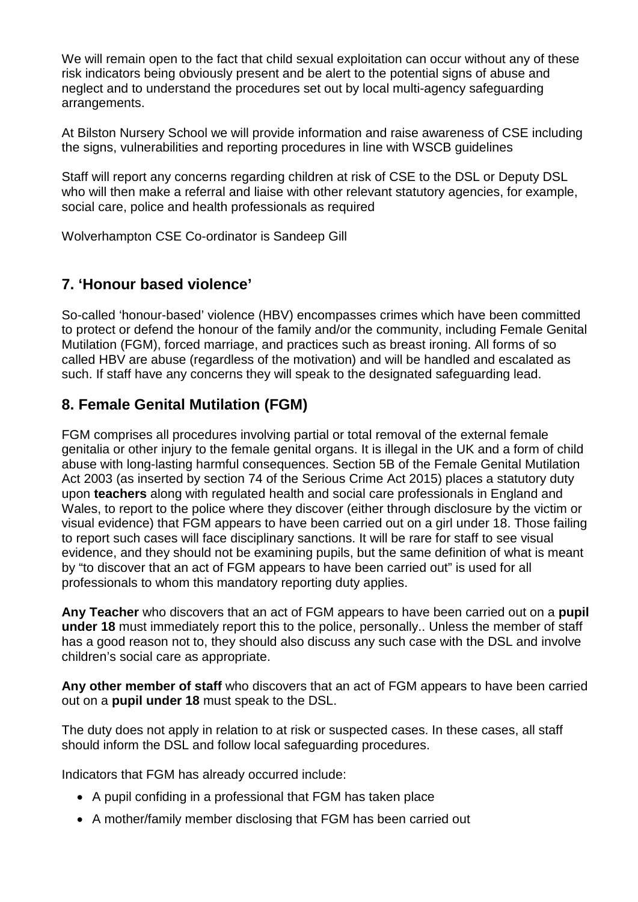We will remain open to the fact that child sexual exploitation can occur without any of these risk indicators being obviously present and be alert to the potential signs of abuse and neglect and to understand the procedures set out by local multi-agency safeguarding arrangements.

At Bilston Nursery School we will provide information and raise awareness of CSE including the signs, vulnerabilities and reporting procedures in line with WSCB guidelines

Staff will report any concerns regarding children at risk of CSE to the DSL or Deputy DSL who will then make a referral and liaise with other relevant statutory agencies, for example, social care, police and health professionals as required

Wolverhampton CSE Co-ordinator is Sandeep Gill

## 7. 'Honour based violence'

So-called 'honour-based' violence (HBV) encompasses crimes which have been committed to protect or defend the honour of the family and/or the community, including Female Genital Mutilation (FGM), forced marriage, and practices such as breast ironing. All forms of so called HBV are abuse (regardless of the motivation) and will be handled and escalated as such. If staff have any concerns they will speak to the designated safeguarding lead.

## 8. Female Genital Mutilation (FGM)

FGM comprises all procedures involving partial or total removal of the external female genitalia or other injury to the female genital organs. It is illegal in the UK and a form of child abuse with long-lasting harmful consequences. Section 5B of the Female Genital Mutilation Act 2003 (as inserted by section 74 of the Serious Crime Act 2015) places a statutory duty upon **teachers** along with regulated health and social care professionals in England and Wales, to report to the police where they discover (either through disclosure by the victim or visual evidence) that FGM appears to have been carried out on a girl under 18. Those failing to report such cases will face disciplinary sanctions. It will be rare for staff to see visual evidence, and they should not be examining pupils, but the same definition of what is meant by "to discover that an act of FGM appears to have been carried out" is used for all professionals to whom this mandatory reporting duty applies.

**Any Teacher** who discovers that an act of FGM appears to have been carried out on a **pupil under 18** must immediately report this to the police, personally.. Unless the member of staff has a good reason not to, they should also discuss any such case with the DSL and involve children's social care as appropriate.

**Any other member of staff** who discovers that an act of FGM appears to have been carried out on a **pupil under 18** must speak to the DSL.

The duty does not apply in relation to at risk or suspected cases. In these cases, all staff should inform the DSL and follow local safeguarding procedures.

Indicators that FGM has already occurred include:

- A pupil confiding in a professional that FGM has taken place
- A mother/family member disclosing that FGM has been carried out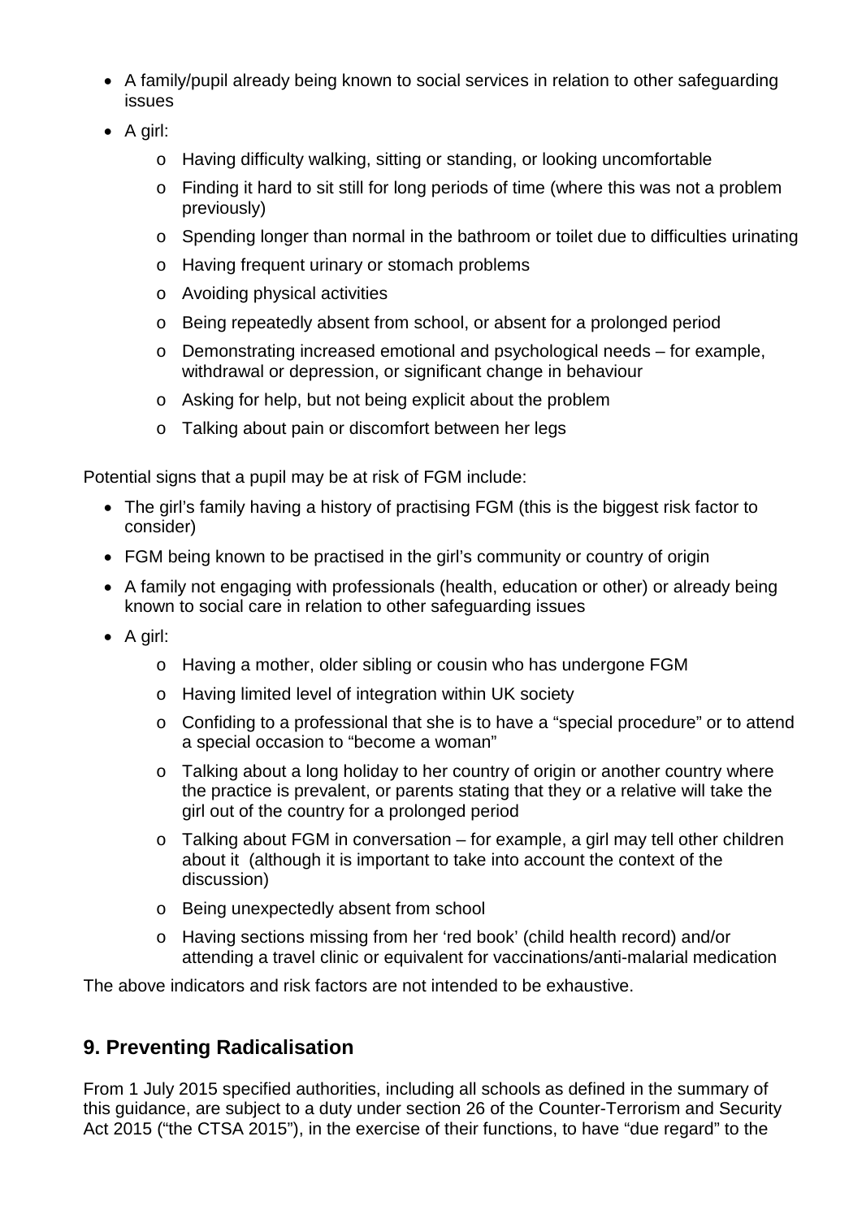- A family/pupil already being known to social services in relation to other safeguarding issues
- A girl:
  - Having difficulty walking, sitting or standing, or looking uncomfortable
  - Finding it hard to sit still for long periods of time (where this was not a problem previously)
  - Spending longer than normal in the bathroom or toilet due to difficulties urinating
  - Having frequent urinary or stomach problems
  - Avoiding physical activities
  - Being repeatedly absent from school, or absent for a prolonged period
  - Demonstrating increased emotional and psychological needs – for example, withdrawal or depression, or significant change in behaviour
  - Asking for help, but not being explicit about the problem
  - Talking about pain or discomfort between her legs

Potential signs that a pupil may be at risk of FGM include:

- The girl's family having a history of practising FGM (this is the biggest risk factor to consider)
- FGM being known to be practised in the girl's community or country of origin
- A family not engaging with professionals (health, education or other) or already being known to social care in relation to other safeguarding issues
- A girl:
  - Having a mother, older sibling or cousin who has undergone FGM
  - Having limited level of integration within UK society
  - Confiding to a professional that she is to have a "special procedure" or to attend a special occasion to "become a woman"
  - Talking about a long holiday to her country of origin or another country where the practice is prevalent, or parents stating that they or a relative will take the girl out of the country for a prolonged period
  - Talking about FGM in conversation – for example, a girl may tell other children about it (although it is important to take into account the context of the discussion)
  - Being unexpectedly absent from school
  - Having sections missing from her 'red book' (child health record) and/or attending a travel clinic or equivalent for vaccinations/anti-malarial medication

The above indicators and risk factors are not intended to be exhaustive.

## 9. Preventing Radicalisation

From 1 July 2015 specified authorities, including all schools as defined in the summary of this guidance, are subject to a duty under section 26 of the Counter-Terrorism and Security Act 2015 ("the CTSA 2015"), in the exercise of their functions, to have "due regard" to the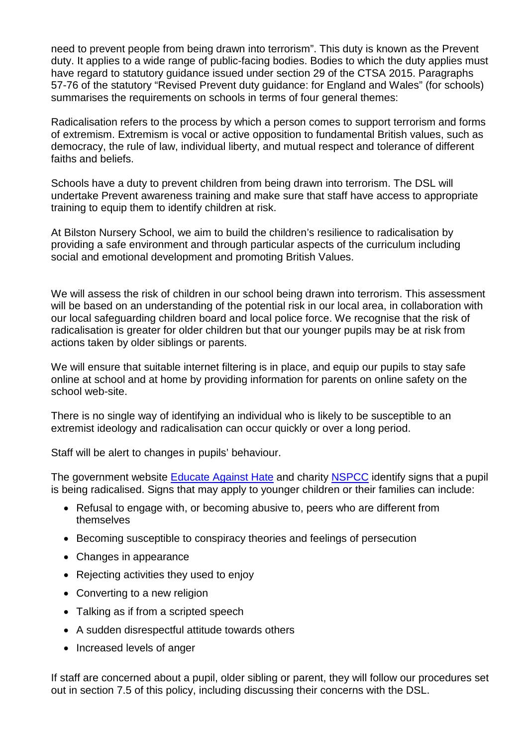need to prevent people from being drawn into terrorism". This duty is known as the Prevent duty. It applies to a wide range of public-facing bodies. Bodies to which the duty applies must have regard to statutory guidance issued under section 29 of the CTSA 2015. Paragraphs 57-76 of the statutory "Revised Prevent duty guidance: for England and Wales" (for schools) summarises the requirements on schools in terms of four general themes:

Radicalisation refers to the process by which a person comes to support terrorism and forms of extremism. Extremism is vocal or active opposition to fundamental British values, such as democracy, the rule of law, individual liberty, and mutual respect and tolerance of different faiths and beliefs.

Schools have a duty to prevent children from being drawn into terrorism. The DSL will undertake Prevent awareness training and make sure that staff have access to appropriate training to equip them to identify children at risk.

At Bilston Nursery School, we aim to build the children's resilience to radicalisation by providing a safe environment and through particular aspects of the curriculum including social and emotional development and promoting British Values.

We will assess the risk of children in our school being drawn into terrorism. This assessment will be based on an understanding of the potential risk in our local area, in collaboration with our local safeguarding children board and local police force. We recognise that the risk of radicalisation is greater for older children but that our younger pupils may be at risk from actions taken by older siblings or parents.

We will ensure that suitable internet filtering is in place, and equip our pupils to stay safe online at school and at home by providing information for parents on online safety on the school web-site.

There is no single way of identifying an individual who is likely to be susceptible to an extremist ideology and radicalisation can occur quickly or over a long period.

Staff will be alert to changes in pupils' behaviour.

The government website [Educate Against Hate]() and charity [NSPCC]() identify signs that a pupil is being radicalised. Signs that may apply to younger children or their families can include:

- Refusal to engage with, or becoming abusive to, peers who are different from themselves
- Becoming susceptible to conspiracy theories and feelings of persecution
- Changes in appearance
- Rejecting activities they used to enjoy
- Converting to a new religion
- Talking as if from a scripted speech
- A sudden disrespectful attitude towards others
- Increased levels of anger

If staff are concerned about a pupil, older sibling or parent, they will follow our procedures set out in section 7.5 of this policy, including discussing their concerns with the DSL.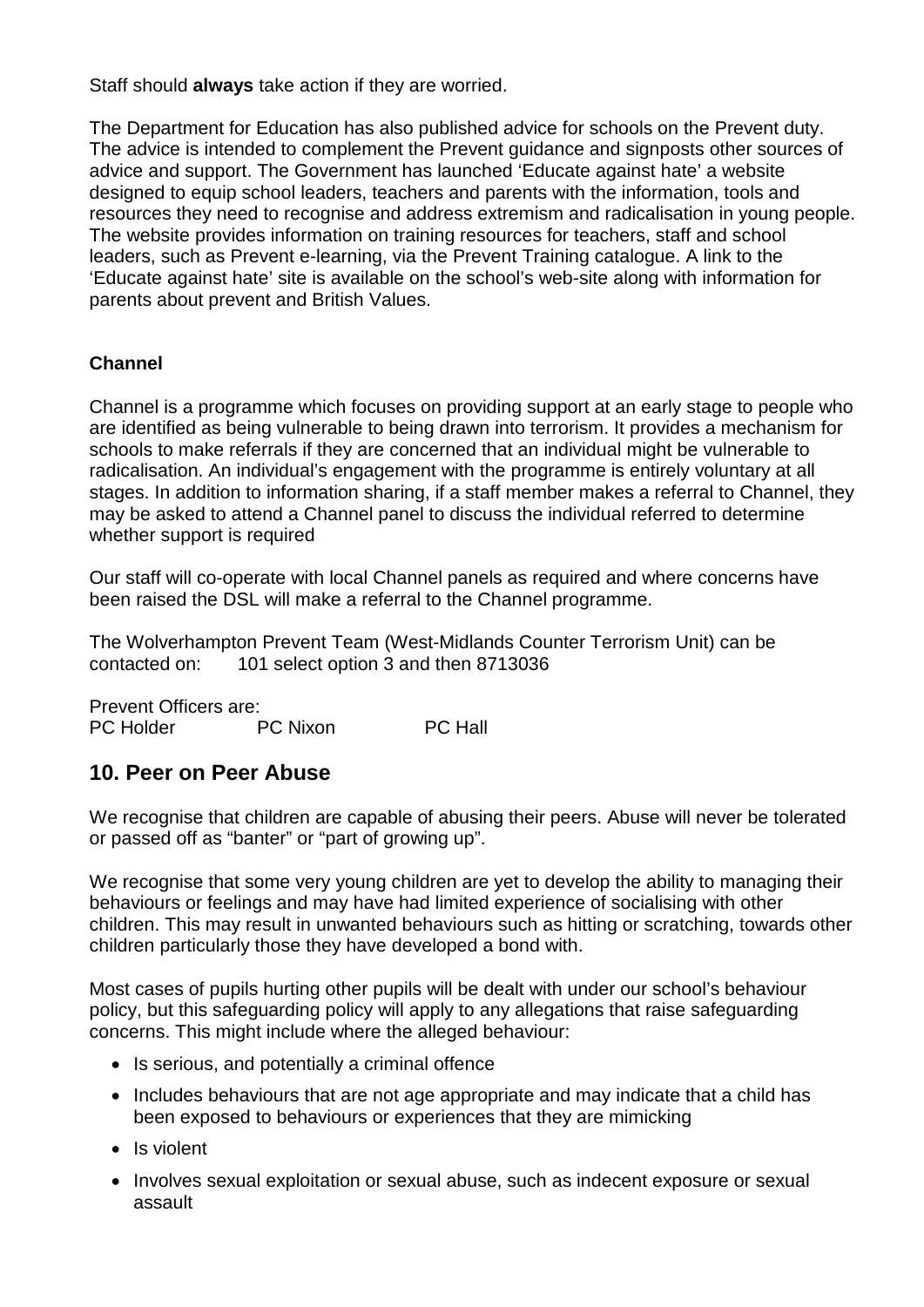Staff should **always** take action if they are worried.

The Department for Education has also published advice for schools on the Prevent duty. The advice is intended to complement the Prevent guidance and signposts other sources of advice and support. The Government has launched 'Educate against hate' a website designed to equip school leaders, teachers and parents with the information, tools and resources they need to recognise and address extremism and radicalisation in young people. The website provides information on training resources for teachers, staff and school leaders, such as Prevent e-learning, via the Prevent Training catalogue. A link to the 'Educate against hate' site is available on the school's web-site along with information for parents about prevent and British Values.

**Channel**

Channel is a programme which focuses on providing support at an early stage to people who are identified as being vulnerable to being drawn into terrorism. It provides a mechanism for schools to make referrals if they are concerned that an individual might be vulnerable to radicalisation. An individual's engagement with the programme is entirely voluntary at all stages. In addition to information sharing, if a staff member makes a referral to Channel, they may be asked to attend a Channel panel to discuss the individual referred to determine whether support is required

Our staff will co-operate with local Channel panels as required and where concerns have been raised the DSL will make a referral to the Channel programme.

The Wolverhampton Prevent Team (West-Midlands Counter Terrorism Unit) can be contacted on: 101 select option 3 and then 8713036

Prevent Officers are:
PC Holder PC Nixon PC Hall

## 10. Peer on Peer Abuse

We recognise that children are capable of abusing their peers. Abuse will never be tolerated or passed off as "banter" or "part of growing up".

We recognise that some very young children are yet to develop the ability to managing their behaviours or feelings and may have had limited experience of socialising with other children. This may result in unwanted behaviours such as hitting or scratching, towards other children particularly those they have developed a bond with.

Most cases of pupils hurting other pupils will be dealt with under our school's behaviour policy, but this safeguarding policy will apply to any allegations that raise safeguarding concerns. This might include where the alleged behaviour:

- Is serious, and potentially a criminal offence
- Includes behaviours that are not age appropriate and may indicate that a child has been exposed to behaviours or experiences that they are mimicking
- Is violent
- Involves sexual exploitation or sexual abuse, such as indecent exposure or sexual assault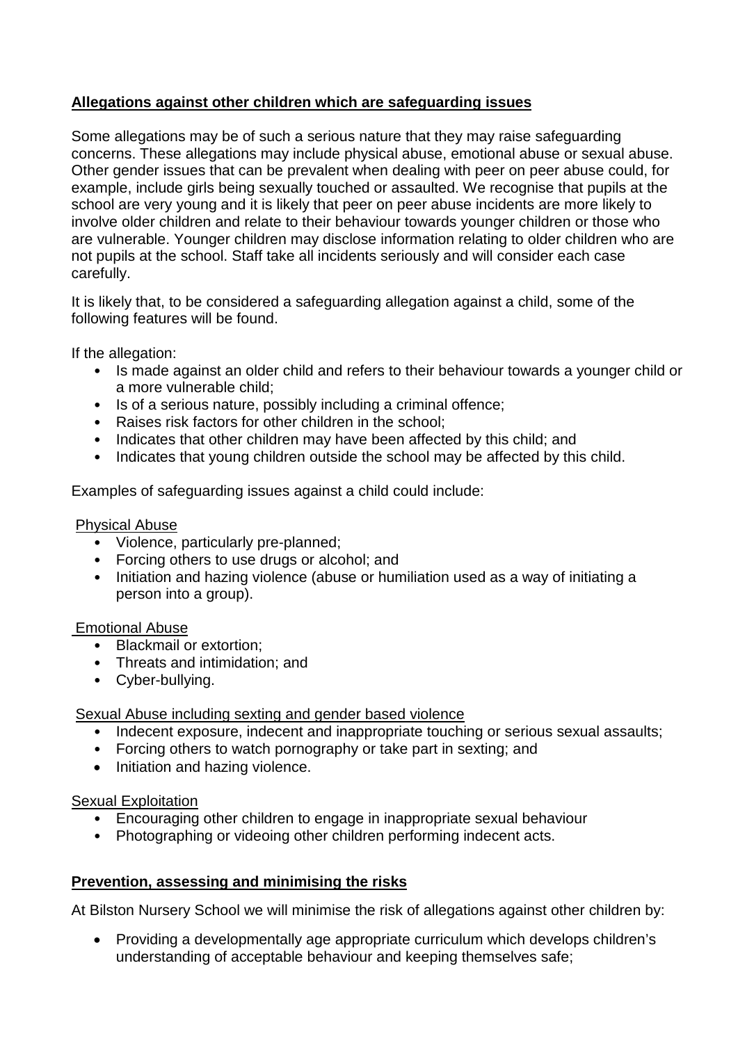**Allegations against other children which are safeguarding issues**

Some allegations may be of such a serious nature that they may raise safeguarding concerns. These allegations may include physical abuse, emotional abuse or sexual abuse. Other gender issues that can be prevalent when dealing with peer on peer abuse could, for example, include girls being sexually touched or assaulted. We recognise that pupils at the school are very young and it is likely that peer on peer abuse incidents are more likely to involve older children and relate to their behaviour towards younger children or those who are vulnerable. Younger children may disclose information relating to older children who are not pupils at the school. Staff take all incidents seriously and will consider each case carefully.

It is likely that, to be considered a safeguarding allegation against a child, some of the following features will be found.

If the allegation:

- Is made against an older child and refers to their behaviour towards a younger child or a more vulnerable child;
- Is of a serious nature, possibly including a criminal offence;
- Raises risk factors for other children in the school;
- Indicates that other children may have been affected by this child; and
- Indicates that young children outside the school may be affected by this child.

Examples of safeguarding issues against a child could include:

Physical Abuse

- Violence, particularly pre-planned;
- Forcing others to use drugs or alcohol; and
- Initiation and hazing violence (abuse or humiliation used as a way of initiating a person into a group).

Emotional Abuse

- Blackmail or extortion;
- Threats and intimidation; and
- Cyber-bullying.

Sexual Abuse including sexting and gender based violence

- Indecent exposure, indecent and inappropriate touching or serious sexual assaults;
- Forcing others to watch pornography or take part in sexting; and
- Initiation and hazing violence.

Sexual Exploitation

- Encouraging other children to engage in inappropriate sexual behaviour
- Photographing or videoing other children performing indecent acts.

**Prevention, assessing and minimising the risks**

At Bilston Nursery School we will minimise the risk of allegations against other children by:

- Providing a developmentally age appropriate curriculum which develops children's understanding of acceptable behaviour and keeping themselves safe;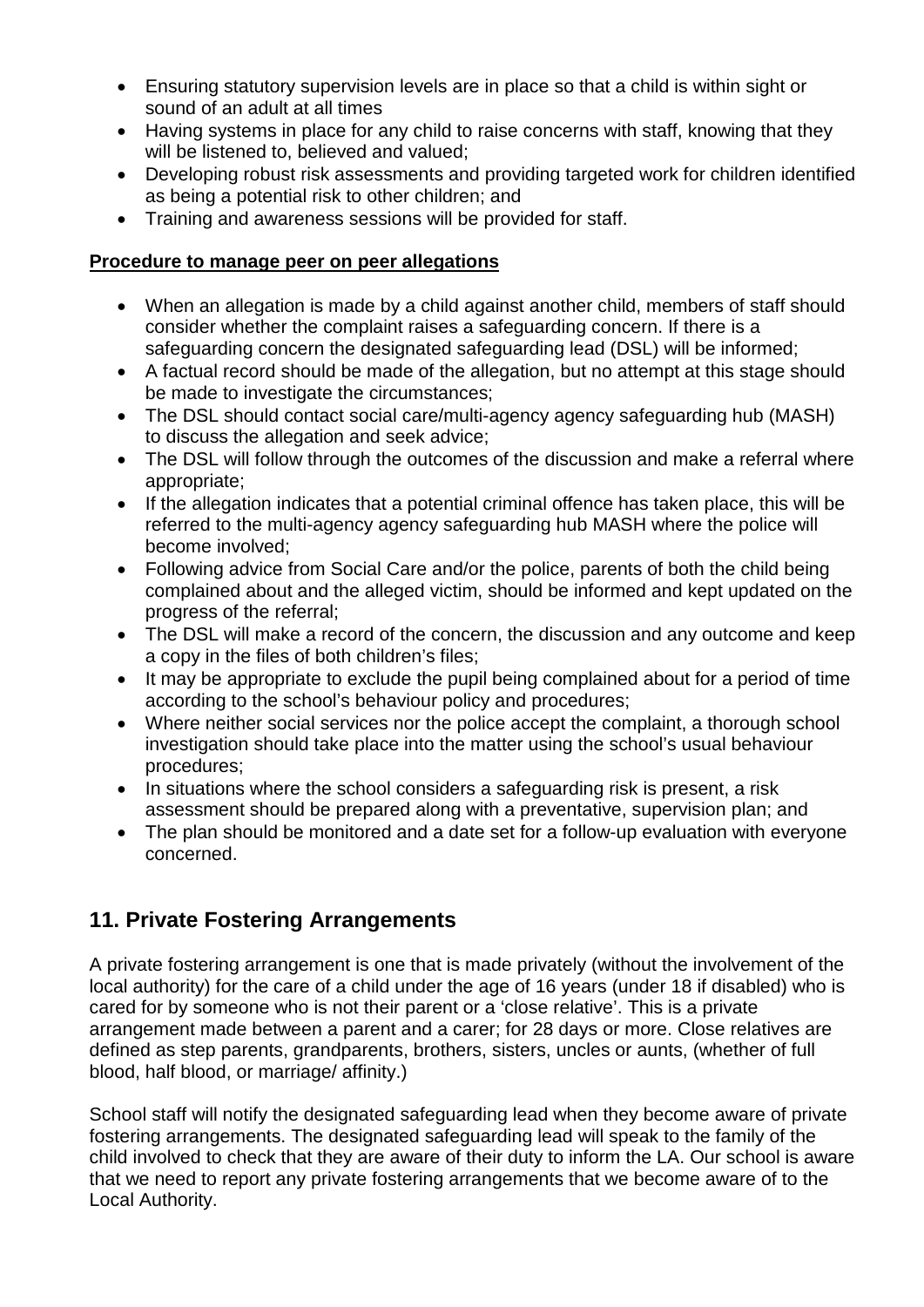- Ensuring statutory supervision levels are in place so that a child is within sight or sound of an adult at all times
- Having systems in place for any child to raise concerns with staff, knowing that they will be listened to, believed and valued;
- Developing robust risk assessments and providing targeted work for children identified as being a potential risk to other children; and
- Training and awareness sessions will be provided for staff.

**Procedure to manage peer on peer allegations**

- When an allegation is made by a child against another child, members of staff should consider whether the complaint raises a safeguarding concern. If there is a safeguarding concern the designated safeguarding lead (DSL) will be informed;
- A factual record should be made of the allegation, but no attempt at this stage should be made to investigate the circumstances;
- The DSL should contact social care/multi-agency agency safeguarding hub (MASH) to discuss the allegation and seek advice;
- The DSL will follow through the outcomes of the discussion and make a referral where appropriate;
- If the allegation indicates that a potential criminal offence has taken place, this will be referred to the multi-agency agency safeguarding hub MASH where the police will become involved;
- Following advice from Social Care and/or the police, parents of both the child being complained about and the alleged victim, should be informed and kept updated on the progress of the referral;
- The DSL will make a record of the concern, the discussion and any outcome and keep a copy in the files of both children's files;
- It may be appropriate to exclude the pupil being complained about for a period of time according to the school's behaviour policy and procedures;
- Where neither social services nor the police accept the complaint, a thorough school investigation should take place into the matter using the school's usual behaviour procedures;
- In situations where the school considers a safeguarding risk is present, a risk assessment should be prepared along with a preventative, supervision plan; and
- The plan should be monitored and a date set for a follow-up evaluation with everyone concerned.

## 11. Private Fostering Arrangements

A private fostering arrangement is one that is made privately (without the involvement of the local authority) for the care of a child under the age of 16 years (under 18 if disabled) who is cared for by someone who is not their parent or a 'close relative'. This is a private arrangement made between a parent and a carer; for 28 days or more. Close relatives are defined as step parents, grandparents, brothers, sisters, uncles or aunts, (whether of full blood, half blood, or marriage/ affinity.)

School staff will notify the designated safeguarding lead when they become aware of private fostering arrangements. The designated safeguarding lead will speak to the family of the child involved to check that they are aware of their duty to inform the LA. Our school is aware that we need to report any private fostering arrangements that we become aware of to the Local Authority.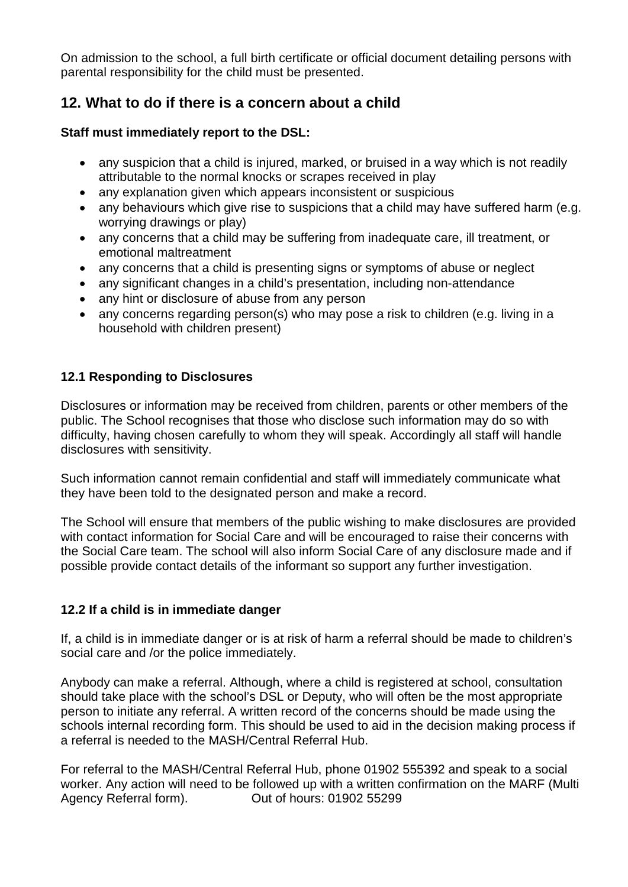On admission to the school, a full birth certificate or official document detailing persons with parental responsibility for the child must be presented.

## 12. What to do if there is a concern about a child

**Staff must immediately report to the DSL:**

- any suspicion that a child is injured, marked, or bruised in a way which is not readily attributable to the normal knocks or scrapes received in play
- any explanation given which appears inconsistent or suspicious
- any behaviours which give rise to suspicions that a child may have suffered harm (e.g. worrying drawings or play)
- any concerns that a child may be suffering from inadequate care, ill treatment, or emotional maltreatment
- any concerns that a child is presenting signs or symptoms of abuse or neglect
- any significant changes in a child's presentation, including non-attendance
- any hint or disclosure of abuse from any person
- any concerns regarding person(s) who may pose a risk to children (e.g. living in a household with children present)

### 12.1 Responding to Disclosures

Disclosures or information may be received from children, parents or other members of the public. The School recognises that those who disclose such information may do so with difficulty, having chosen carefully to whom they will speak. Accordingly all staff will handle disclosures with sensitivity.

Such information cannot remain confidential and staff will immediately communicate what they have been told to the designated person and make a record.

The School will ensure that members of the public wishing to make disclosures are provided with contact information for Social Care and will be encouraged to raise their concerns with the Social Care team. The school will also inform Social Care of any disclosure made and if possible provide contact details of the informant so support any further investigation.

### 12.2 If a child is in immediate danger

If, a child is in immediate danger or is at risk of harm a referral should be made to children's social care and /or the police immediately.

Anybody can make a referral. Although, where a child is registered at school, consultation should take place with the school's DSL or Deputy, who will often be the most appropriate person to initiate any referral. A written record of the concerns should be made using the schools internal recording form. This should be used to aid in the decision making process if a referral is needed to the MASH/Central Referral Hub.

For referral to the MASH/Central Referral Hub, phone 01902 555392 and speak to a social worker. Any action will need to be followed up with a written confirmation on the MARF (Multi Agency Referral form). Out of hours: 01902 55299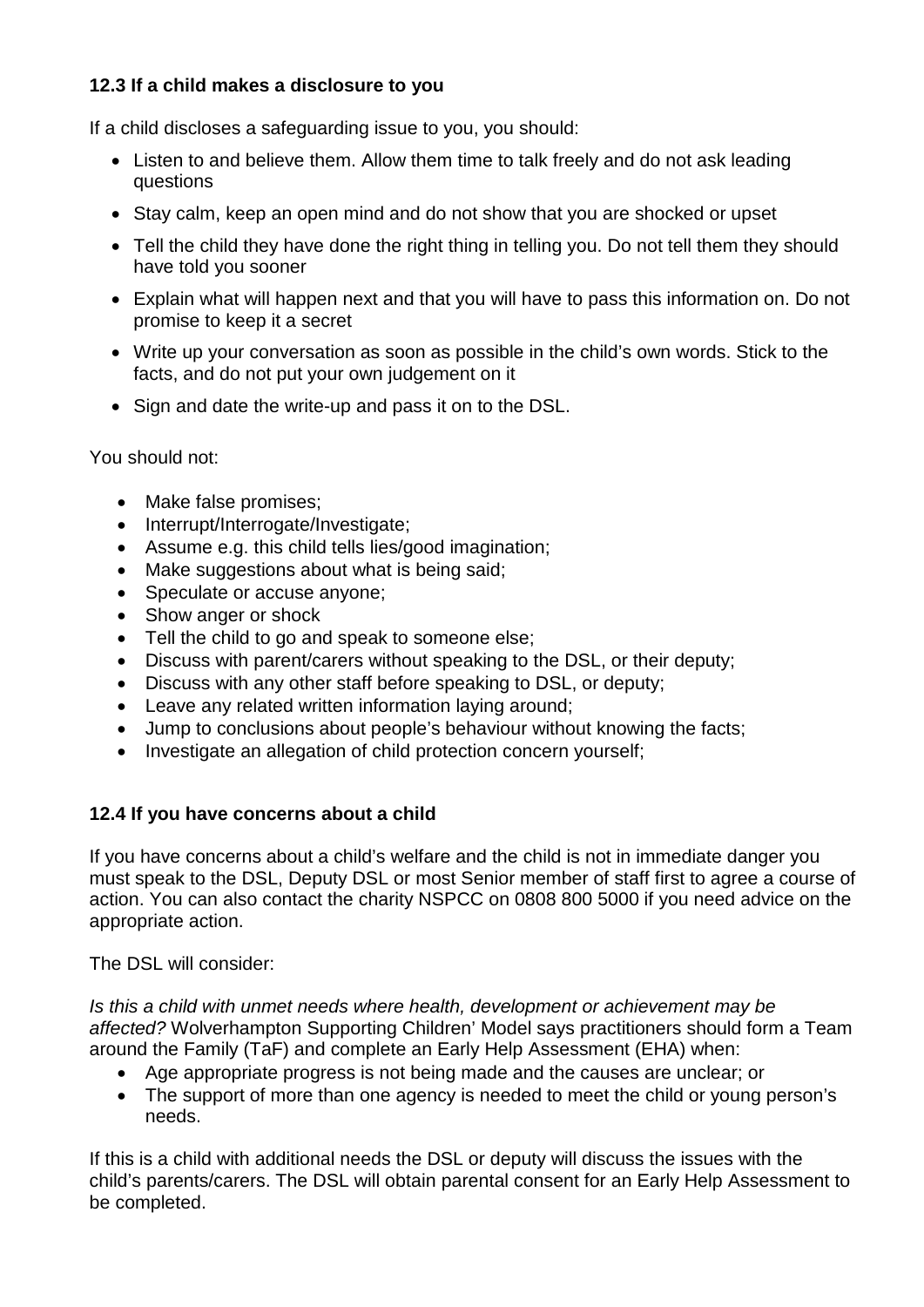### 12.3 If a child makes a disclosure to you

If a child discloses a safeguarding issue to you, you should:

- Listen to and believe them. Allow them time to talk freely and do not ask leading questions
- Stay calm, keep an open mind and do not show that you are shocked or upset
- Tell the child they have done the right thing in telling you. Do not tell them they should have told you sooner
- Explain what will happen next and that you will have to pass this information on. Do not promise to keep it a secret
- Write up your conversation as soon as possible in the child's own words. Stick to the facts, and do not put your own judgement on it
- Sign and date the write-up and pass it on to the DSL.

You should not:

- Make false promises;
- Interrupt/Interrogate/Investigate;
- Assume e.g. this child tells lies/good imagination;
- Make suggestions about what is being said;
- Speculate or accuse anyone;
- Show anger or shock
- Tell the child to go and speak to someone else;
- Discuss with parent/carers without speaking to the DSL, or their deputy;
- Discuss with any other staff before speaking to DSL, or deputy;
- Leave any related written information laying around;
- Jump to conclusions about people's behaviour without knowing the facts;
- Investigate an allegation of child protection concern yourself;

### 12.4 If you have concerns about a child

If you have concerns about a child's welfare and the child is not in immediate danger you must speak to the DSL, Deputy DSL or most Senior member of staff first to agree a course of action. You can also contact the charity NSPCC on 0808 800 5000 if you need advice on the appropriate action.

The DSL will consider:

*Is this a child with unmet needs where health, development or achievement may be affected?* Wolverhampton Supporting Children' Model says practitioners should form a Team around the Family (TaF) and complete an Early Help Assessment (EHA) when:

- Age appropriate progress is not being made and the causes are unclear; or
- The support of more than one agency is needed to meet the child or young person's needs.

If this is a child with additional needs the DSL or deputy will discuss the issues with the child's parents/carers. The DSL will obtain parental consent for an Early Help Assessment to be completed.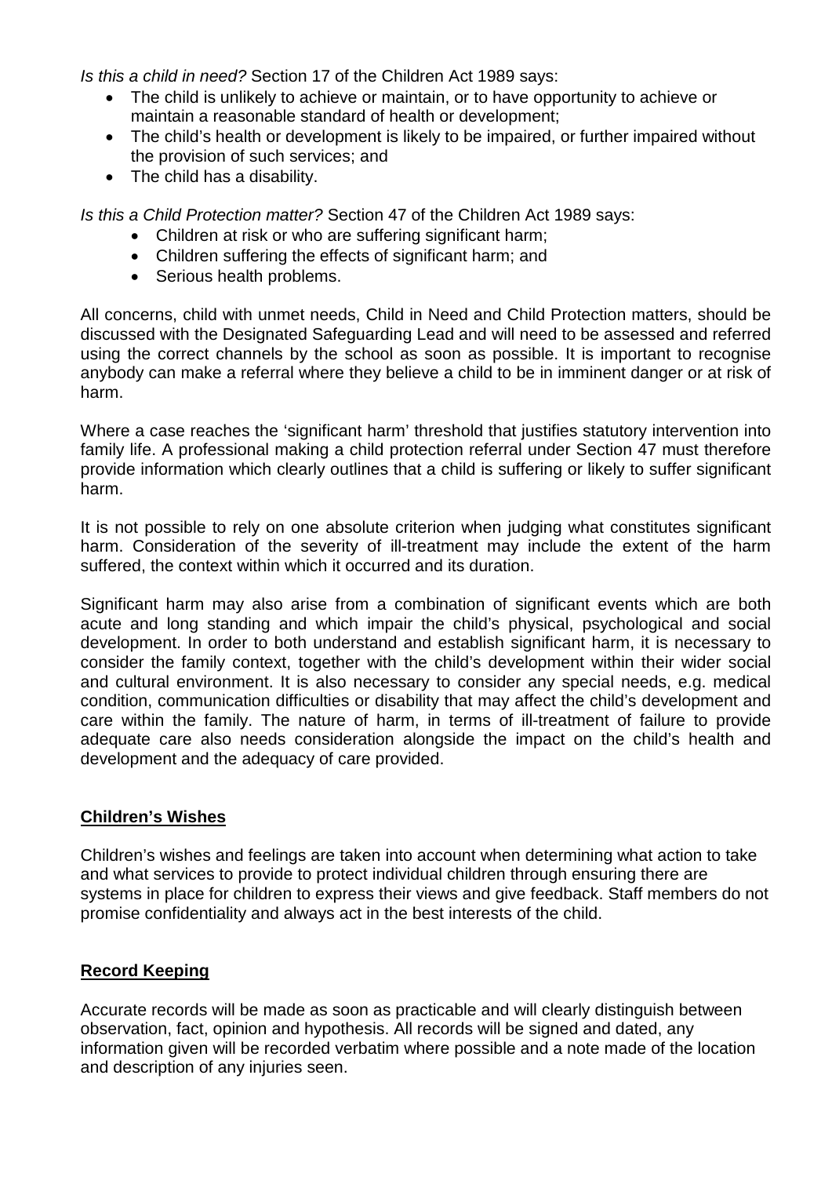*Is this a child in need?* Section 17 of the Children Act 1989 says:

- The child is unlikely to achieve or maintain, or to have opportunity to achieve or maintain a reasonable standard of health or development;
- The child's health or development is likely to be impaired, or further impaired without the provision of such services; and
- The child has a disability.

*Is this a Child Protection matter?* Section 47 of the Children Act 1989 says:

- Children at risk or who are suffering significant harm;
- Children suffering the effects of significant harm; and
- Serious health problems.

All concerns, child with unmet needs, Child in Need and Child Protection matters, should be discussed with the Designated Safeguarding Lead and will need to be assessed and referred using the correct channels by the school as soon as possible. It is important to recognise anybody can make a referral where they believe a child to be in imminent danger or at risk of harm.

Where a case reaches the 'significant harm' threshold that justifies statutory intervention into family life. A professional making a child protection referral under Section 47 must therefore provide information which clearly outlines that a child is suffering or likely to suffer significant harm.

It is not possible to rely on one absolute criterion when judging what constitutes significant harm. Consideration of the severity of ill-treatment may include the extent of the harm suffered, the context within which it occurred and its duration.

Significant harm may also arise from a combination of significant events which are both acute and long standing and which impair the child's physical, psychological and social development. In order to both understand and establish significant harm, it is necessary to consider the family context, together with the child's development within their wider social and cultural environment. It is also necessary to consider any special needs, e.g. medical condition, communication difficulties or disability that may affect the child's development and care within the family. The nature of harm, in terms of ill-treatment of failure to provide adequate care also needs consideration alongside the impact on the child's health and development and the adequacy of care provided.

## Children's Wishes

Children's wishes and feelings are taken into account when determining what action to take and what services to provide to protect individual children through ensuring there are systems in place for children to express their views and give feedback. Staff members do not promise confidentiality and always act in the best interests of the child.

## Record Keeping

Accurate records will be made as soon as practicable and will clearly distinguish between observation, fact, opinion and hypothesis. All records will be signed and dated, any information given will be recorded verbatim where possible and a note made of the location and description of any injuries seen.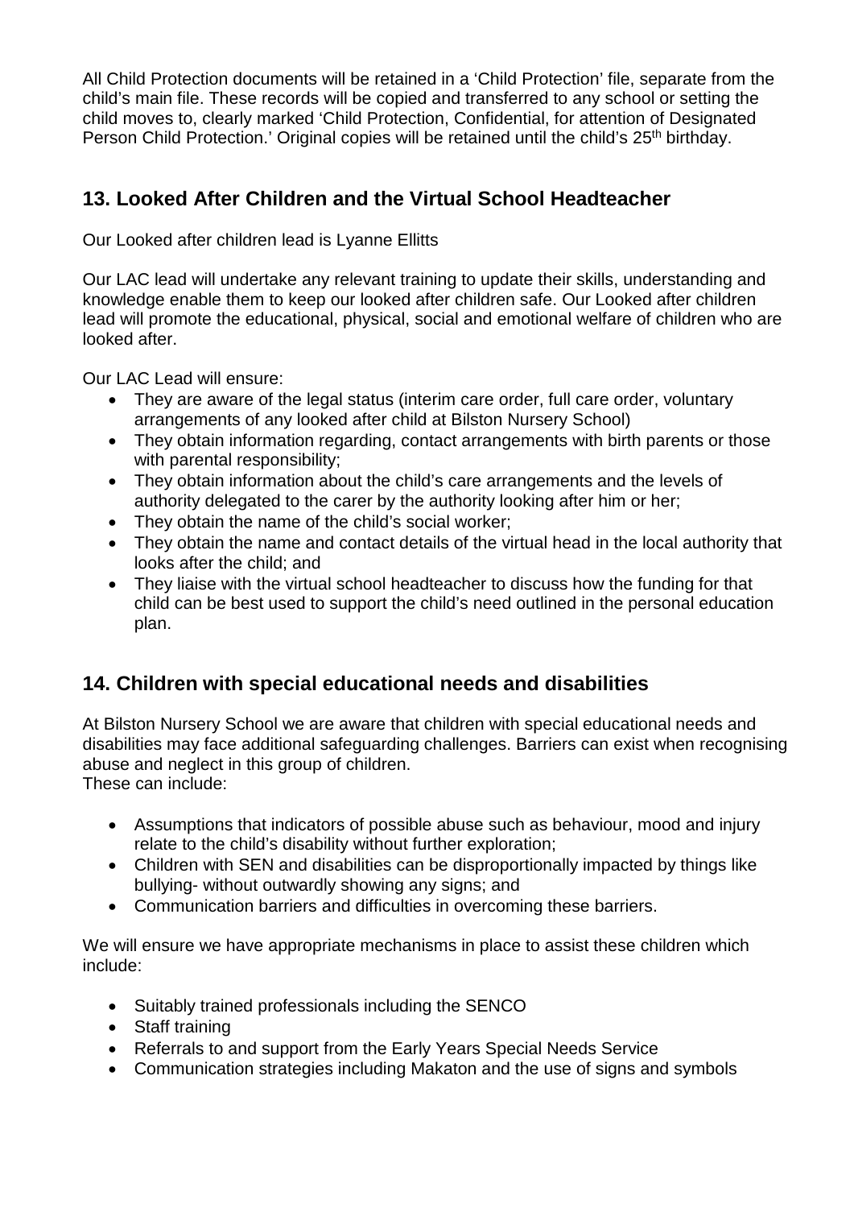All Child Protection documents will be retained in a 'Child Protection' file, separate from the child's main file. These records will be copied and transferred to any school or setting the child moves to, clearly marked 'Child Protection, Confidential, for attention of Designated Person Child Protection.' Original copies will be retained until the child's 25th birthday.

## 13. Looked After Children and the Virtual School Headteacher

Our Looked after children lead is Lyanne Ellitts

Our LAC lead will undertake any relevant training to update their skills, understanding and knowledge enable them to keep our looked after children safe. Our Looked after children lead will promote the educational, physical, social and emotional welfare of children who are looked after.

Our LAC Lead will ensure:

- They are aware of the legal status (interim care order, full care order, voluntary arrangements of any looked after child at Bilston Nursery School)
- They obtain information regarding, contact arrangements with birth parents or those with parental responsibility;
- They obtain information about the child's care arrangements and the levels of authority delegated to the carer by the authority looking after him or her;
- They obtain the name of the child's social worker;
- They obtain the name and contact details of the virtual head in the local authority that looks after the child; and
- They liaise with the virtual school headteacher to discuss how the funding for that child can be best used to support the child's need outlined in the personal education plan.

## 14. Children with special educational needs and disabilities

At Bilston Nursery School we are aware that children with special educational needs and disabilities may face additional safeguarding challenges. Barriers can exist when recognising abuse and neglect in this group of children.
These can include:

- Assumptions that indicators of possible abuse such as behaviour, mood and injury relate to the child's disability without further exploration;
- Children with SEN and disabilities can be disproportionally impacted by things like bullying- without outwardly showing any signs; and
- Communication barriers and difficulties in overcoming these barriers.

We will ensure we have appropriate mechanisms in place to assist these children which include:

- Suitably trained professionals including the SENCO
- Staff training
- Referrals to and support from the Early Years Special Needs Service
- Communication strategies including Makaton and the use of signs and symbols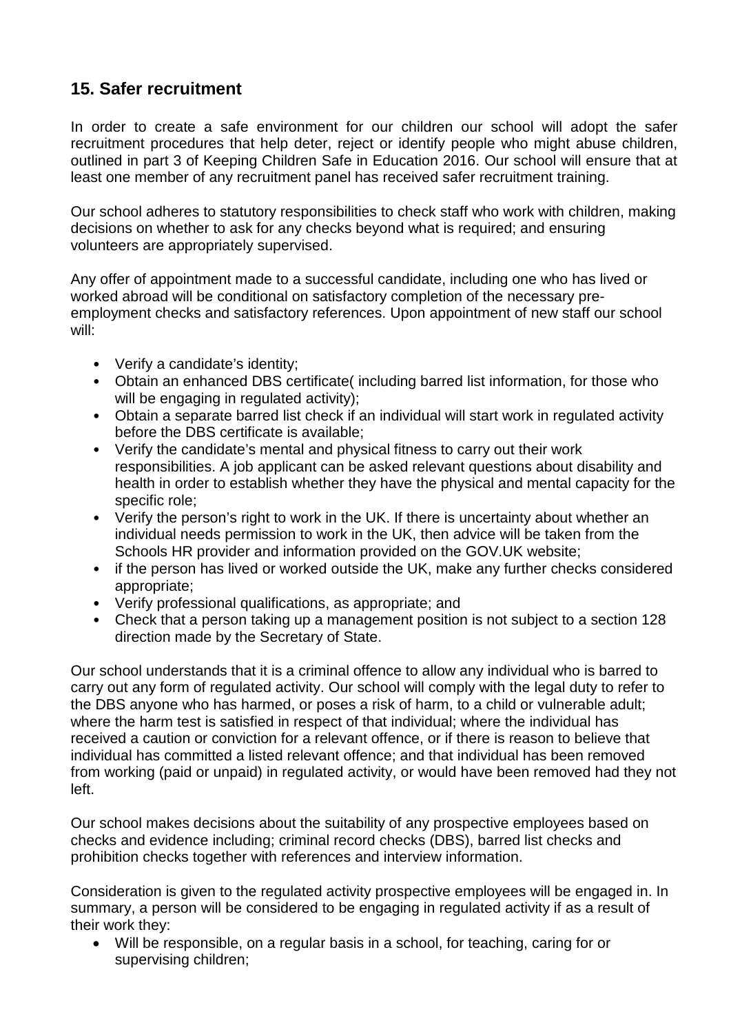## 15. Safer recruitment

In order to create a safe environment for our children our school will adopt the safer recruitment procedures that help deter, reject or identify people who might abuse children, outlined in part 3 of Keeping Children Safe in Education 2016. Our school will ensure that at least one member of any recruitment panel has received safer recruitment training.

Our school adheres to statutory responsibilities to check staff who work with children, making decisions on whether to ask for any checks beyond what is required; and ensuring volunteers are appropriately supervised.

Any offer of appointment made to a successful candidate, including one who has lived or worked abroad will be conditional on satisfactory completion of the necessary pre-employment checks and satisfactory references. Upon appointment of new staff our school will:

- Verify a candidate's identity;
- Obtain an enhanced DBS certificate( including barred list information, for those who will be engaging in regulated activity);
- Obtain a separate barred list check if an individual will start work in regulated activity before the DBS certificate is available;
- Verify the candidate's mental and physical fitness to carry out their work responsibilities. A job applicant can be asked relevant questions about disability and health in order to establish whether they have the physical and mental capacity for the specific role;
- Verify the person's right to work in the UK. If there is uncertainty about whether an individual needs permission to work in the UK, then advice will be taken from the Schools HR provider and information provided on the GOV.UK website;
- if the person has lived or worked outside the UK, make any further checks considered appropriate;
- Verify professional qualifications, as appropriate; and
- Check that a person taking up a management position is not subject to a section 128 direction made by the Secretary of State.

Our school understands that it is a criminal offence to allow any individual who is barred to carry out any form of regulated activity. Our school will comply with the legal duty to refer to the DBS anyone who has harmed, or poses a risk of harm, to a child or vulnerable adult; where the harm test is satisfied in respect of that individual; where the individual has received a caution or conviction for a relevant offence, or if there is reason to believe that individual has committed a listed relevant offence; and that individual has been removed from working (paid or unpaid) in regulated activity, or would have been removed had they not left.

Our school makes decisions about the suitability of any prospective employees based on checks and evidence including; criminal record checks (DBS), barred list checks and prohibition checks together with references and interview information.

Consideration is given to the regulated activity prospective employees will be engaged in. In summary, a person will be considered to be engaging in regulated activity if as a result of their work they:

- Will be responsible, on a regular basis in a school, for teaching, caring for or supervising children;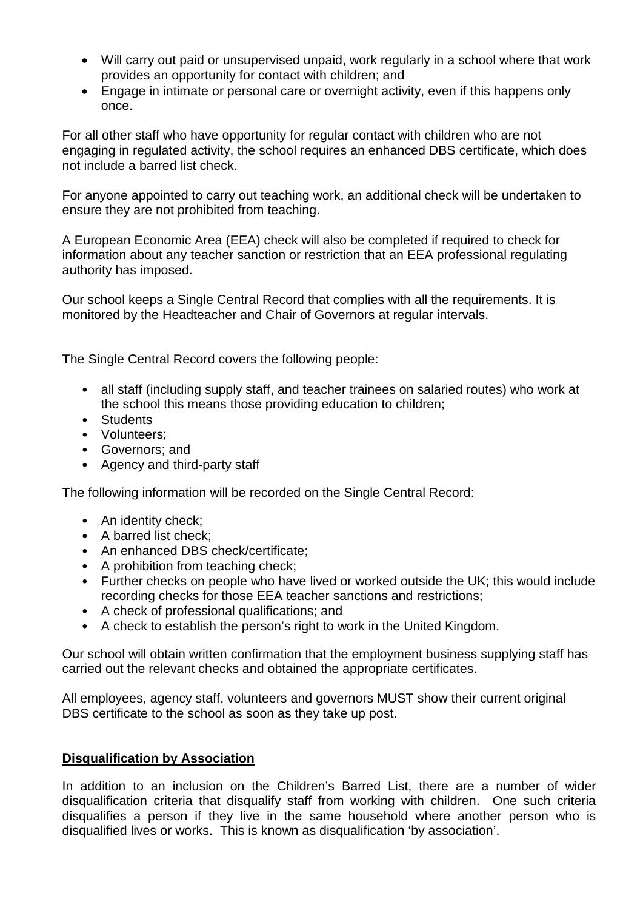- Will carry out paid or unsupervised unpaid, work regularly in a school where that work provides an opportunity for contact with children; and
- Engage in intimate or personal care or overnight activity, even if this happens only once.

For all other staff who have opportunity for regular contact with children who are not engaging in regulated activity, the school requires an enhanced DBS certificate, which does not include a barred list check.

For anyone appointed to carry out teaching work, an additional check will be undertaken to ensure they are not prohibited from teaching.

A European Economic Area (EEA) check will also be completed if required to check for information about any teacher sanction or restriction that an EEA professional regulating authority has imposed.

Our school keeps a Single Central Record that complies with all the requirements. It is monitored by the Headteacher and Chair of Governors at regular intervals.

The Single Central Record covers the following people:

- all staff (including supply staff, and teacher trainees on salaried routes) who work at the school this means those providing education to children;
- Students
- Volunteers;
- Governors; and
- Agency and third-party staff

The following information will be recorded on the Single Central Record:

- An identity check;
- A barred list check;
- An enhanced DBS check/certificate;
- A prohibition from teaching check;
- Further checks on people who have lived or worked outside the UK; this would include recording checks for those EEA teacher sanctions and restrictions;
- A check of professional qualifications; and
- A check to establish the person's right to work in the United Kingdom.

Our school will obtain written confirmation that the employment business supplying staff has carried out the relevant checks and obtained the appropriate certificates.

All employees, agency staff, volunteers and governors MUST show their current original DBS certificate to the school as soon as they take up post.

**Disqualification by Association**

In addition to an inclusion on the Children's Barred List, there are a number of wider disqualification criteria that disqualify staff from working with children. One such criteria disqualifies a person if they live in the same household where another person who is disqualified lives or works. This is known as disqualification 'by association'.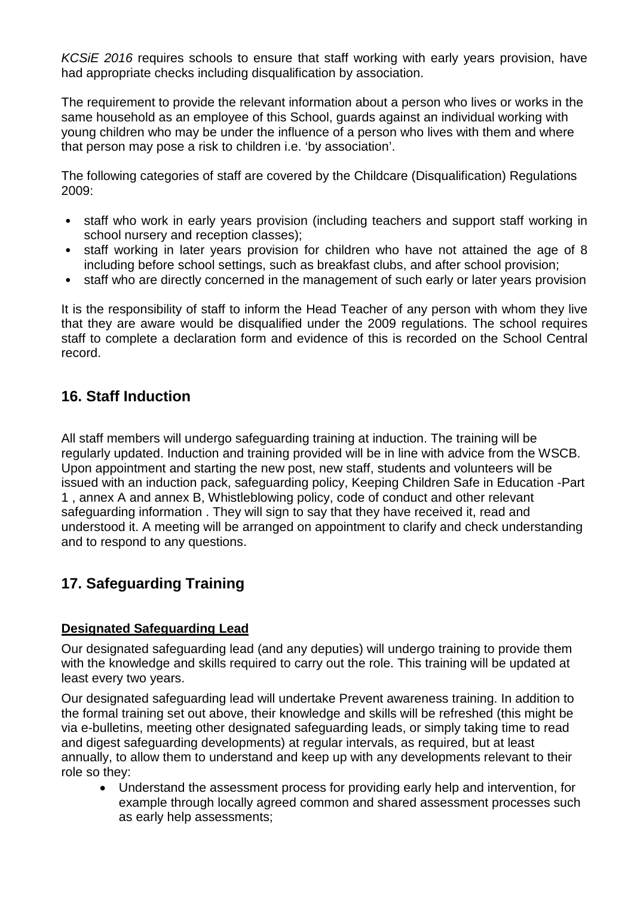*KCSiE 2016* requires schools to ensure that staff working with early years provision, have had appropriate checks including disqualification by association.

The requirement to provide the relevant information about a person who lives or works in the same household as an employee of this School, guards against an individual working with young children who may be under the influence of a person who lives with them and where that person may pose a risk to children i.e. 'by association'.

The following categories of staff are covered by the Childcare (Disqualification) Regulations 2009:

- staff who work in early years provision (including teachers and support staff working in school nursery and reception classes);
- staff working in later years provision for children who have not attained the age of 8 including before school settings, such as breakfast clubs, and after school provision;
- staff who are directly concerned in the management of such early or later years provision

It is the responsibility of staff to inform the Head Teacher of any person with whom they live that they are aware would be disqualified under the 2009 regulations. The school requires staff to complete a declaration form and evidence of this is recorded on the School Central record.

## 16. Staff Induction

All staff members will undergo safeguarding training at induction. The training will be regularly updated. Induction and training provided will be in line with advice from the WSCB. Upon appointment and starting the new post, new staff, students and volunteers will be issued with an induction pack, safeguarding policy, Keeping Children Safe in Education -Part 1 , annex A and annex B, Whistleblowing policy, code of conduct and other relevant safeguarding information . They will sign to say that they have received it, read and understood it. A meeting will be arranged on appointment to clarify and check understanding and to respond to any questions.

## 17. Safeguarding Training

**Designated Safeguarding Lead**

Our designated safeguarding lead (and any deputies) will undergo training to provide them with the knowledge and skills required to carry out the role. This training will be updated at least every two years.

Our designated safeguarding lead will undertake Prevent awareness training. In addition to the formal training set out above, their knowledge and skills will be refreshed (this might be via e-bulletins, meeting other designated safeguarding leads, or simply taking time to read and digest safeguarding developments) at regular intervals, as required, but at least annually, to allow them to understand and keep up with any developments relevant to their role so they:

- Understand the assessment process for providing early help and intervention, for example through locally agreed common and shared assessment processes such as early help assessments;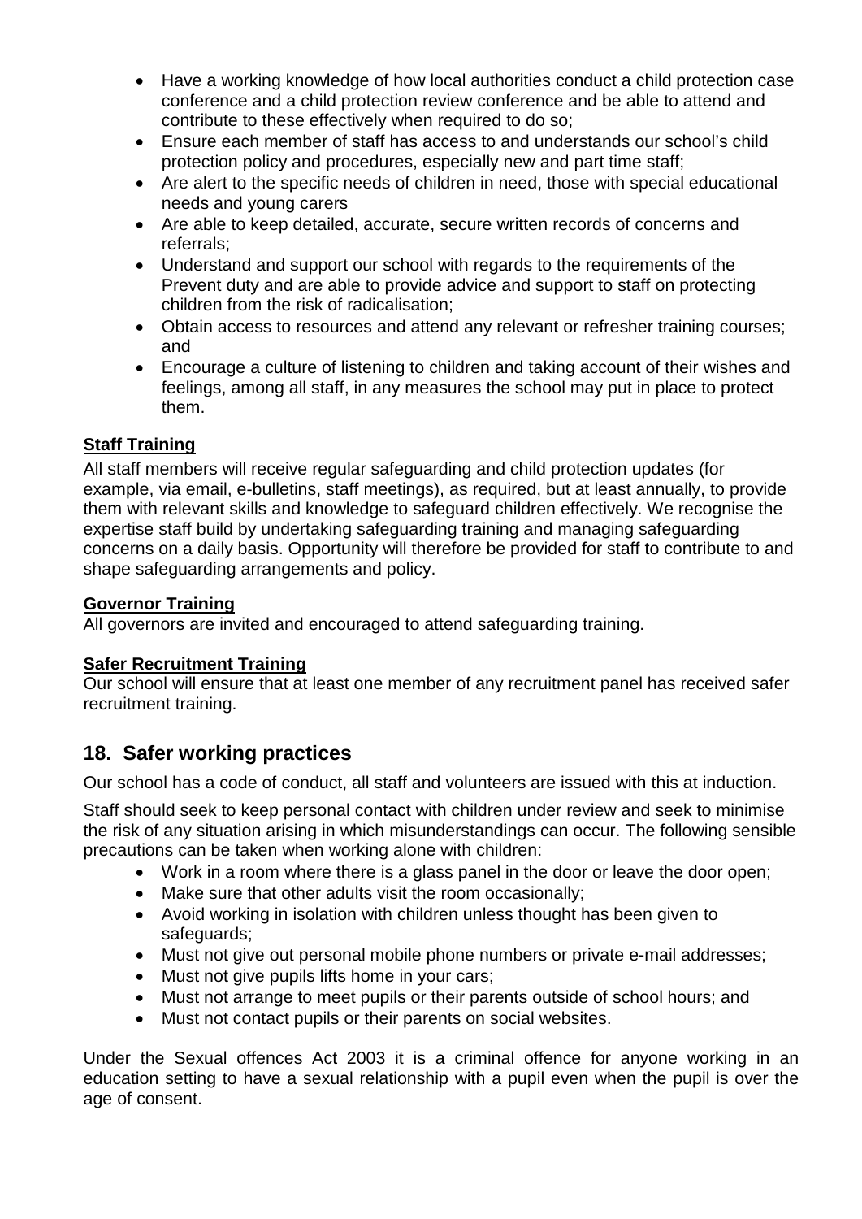- Have a working knowledge of how local authorities conduct a child protection case conference and a child protection review conference and be able to attend and contribute to these effectively when required to do so;
- Ensure each member of staff has access to and understands our school's child protection policy and procedures, especially new and part time staff;
- Are alert to the specific needs of children in need, those with special educational needs and young carers
- Are able to keep detailed, accurate, secure written records of concerns and referrals;
- Understand and support our school with regards to the requirements of the Prevent duty and are able to provide advice and support to staff on protecting children from the risk of radicalisation;
- Obtain access to resources and attend any relevant or refresher training courses; and
- Encourage a culture of listening to children and taking account of their wishes and feelings, among all staff, in any measures the school may put in place to protect them.

**Staff Training**

All staff members will receive regular safeguarding and child protection updates (for example, via email, e-bulletins, staff meetings), as required, but at least annually, to provide them with relevant skills and knowledge to safeguard children effectively. We recognise the expertise staff build by undertaking safeguarding training and managing safeguarding concerns on a daily basis. Opportunity will therefore be provided for staff to contribute to and shape safeguarding arrangements and policy.

**Governor Training**

All governors are invited and encouraged to attend safeguarding training.

**Safer Recruitment Training**

Our school will ensure that at least one member of any recruitment panel has received safer recruitment training.

## 18. Safer working practices

Our school has a code of conduct, all staff and volunteers are issued with this at induction.

Staff should seek to keep personal contact with children under review and seek to minimise the risk of any situation arising in which misunderstandings can occur. The following sensible precautions can be taken when working alone with children:

- Work in a room where there is a glass panel in the door or leave the door open;
- Make sure that other adults visit the room occasionally;
- Avoid working in isolation with children unless thought has been given to safeguards;
- Must not give out personal mobile phone numbers or private e-mail addresses;
- Must not give pupils lifts home in your cars;
- Must not arrange to meet pupils or their parents outside of school hours; and
- Must not contact pupils or their parents on social websites.

Under the Sexual offences Act 2003 it is a criminal offence for anyone working in an education setting to have a sexual relationship with a pupil even when the pupil is over the age of consent.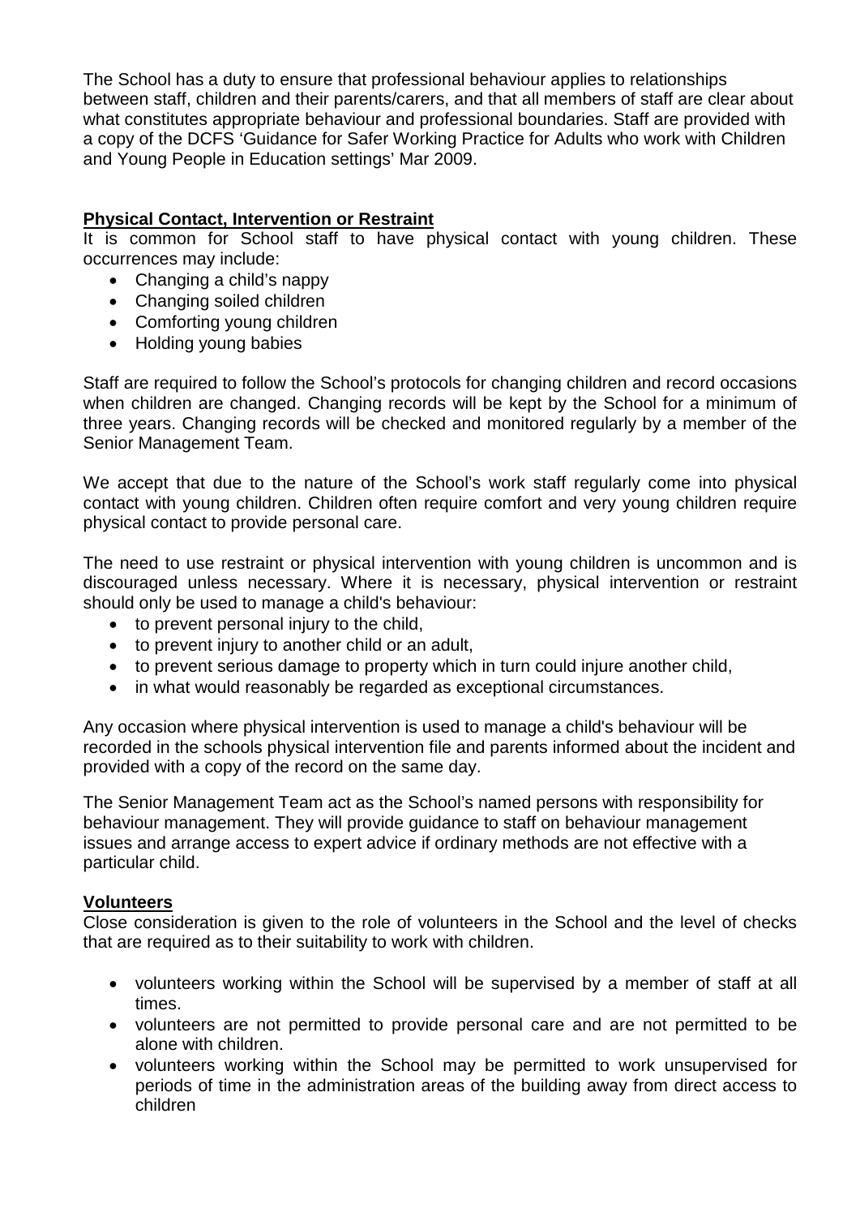The School has a duty to ensure that professional behaviour applies to relationships between staff, children and their parents/carers, and that all members of staff are clear about what constitutes appropriate behaviour and professional boundaries. Staff are provided with a copy of the DCFS 'Guidance for Safer Working Practice for Adults who work with Children and Young People in Education settings' Mar 2009.

## Physical Contact, Intervention or Restraint

It is common for School staff to have physical contact with young children. These occurrences may include:

- Changing a child's nappy
- Changing soiled children
- Comforting young children
- Holding young babies

Staff are required to follow the School's protocols for changing children and record occasions when children are changed. Changing records will be kept by the School for a minimum of three years. Changing records will be checked and monitored regularly by a member of the Senior Management Team.

We accept that due to the nature of the School's work staff regularly come into physical contact with young children. Children often require comfort and very young children require physical contact to provide personal care.

The need to use restraint or physical intervention with young children is uncommon and is discouraged unless necessary. Where it is necessary, physical intervention or restraint should only be used to manage a child's behaviour:

- to prevent personal injury to the child,
- to prevent injury to another child or an adult,
- to prevent serious damage to property which in turn could injure another child,
- in what would reasonably be regarded as exceptional circumstances.

Any occasion where physical intervention is used to manage a child's behaviour will be recorded in the schools physical intervention file and parents informed about the incident and provided with a copy of the record on the same day.

The Senior Management Team act as the School's named persons with responsibility for behaviour management. They will provide guidance to staff on behaviour management issues and arrange access to expert advice if ordinary methods are not effective with a particular child.

## Volunteers

Close consideration is given to the role of volunteers in the School and the level of checks that are required as to their suitability to work with children.

- volunteers working within the School will be supervised by a member of staff at all times.
- volunteers are not permitted to provide personal care and are not permitted to be alone with children.
- volunteers working within the School may be permitted to work unsupervised for periods of time in the administration areas of the building away from direct access to children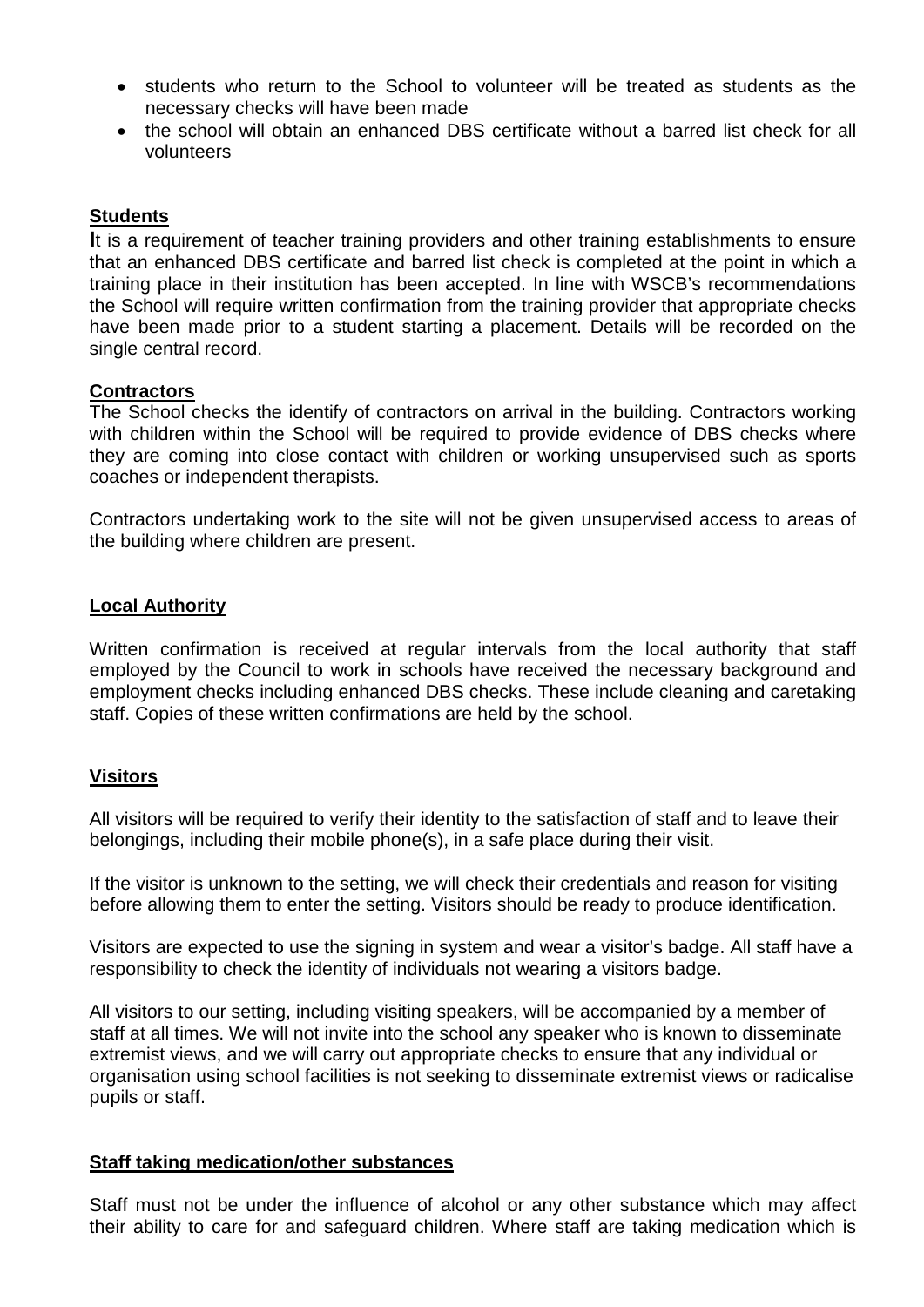- students who return to the School to volunteer will be treated as students as the necessary checks will have been made
- the school will obtain an enhanced DBS certificate without a barred list check for all volunteers

**Students**

It is a requirement of teacher training providers and other training establishments to ensure that an enhanced DBS certificate and barred list check is completed at the point in which a training place in their institution has been accepted. In line with WSCB's recommendations the School will require written confirmation from the training provider that appropriate checks have been made prior to a student starting a placement. Details will be recorded on the single central record.

**Contractors**

The School checks the identify of contractors on arrival in the building. Contractors working with children within the School will be required to provide evidence of DBS checks where they are coming into close contact with children or working unsupervised such as sports coaches or independent therapists.

Contractors undertaking work to the site will not be given unsupervised access to areas of the building where children are present.

**Local Authority**

Written confirmation is received at regular intervals from the local authority that staff employed by the Council to work in schools have received the necessary background and employment checks including enhanced DBS checks. These include cleaning and caretaking staff. Copies of these written confirmations are held by the school.

**Visitors**

All visitors will be required to verify their identity to the satisfaction of staff and to leave their belongings, including their mobile phone(s), in a safe place during their visit.

If the visitor is unknown to the setting, we will check their credentials and reason for visiting before allowing them to enter the setting. Visitors should be ready to produce identification.

Visitors are expected to use the signing in system and wear a visitor's badge. All staff have a responsibility to check the identity of individuals not wearing a visitors badge.

All visitors to our setting, including visiting speakers, will be accompanied by a member of staff at all times. We will not invite into the school any speaker who is known to disseminate extremist views, and we will carry out appropriate checks to ensure that any individual or organisation using school facilities is not seeking to disseminate extremist views or radicalise pupils or staff.

**Staff taking medication/other substances**

Staff must not be under the influence of alcohol or any other substance which may affect their ability to care for and safeguard children. Where staff are taking medication which is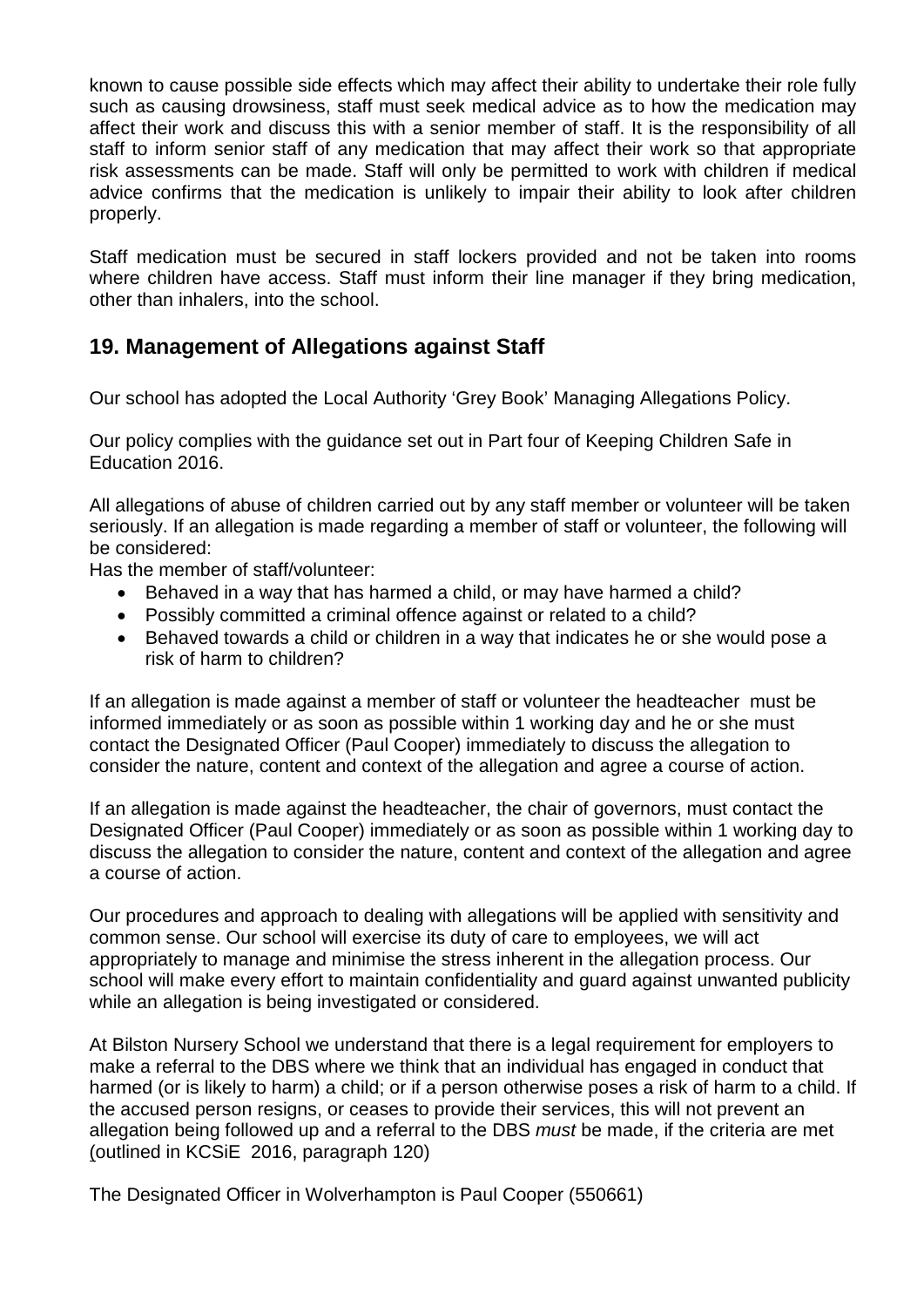known to cause possible side effects which may affect their ability to undertake their role fully such as causing drowsiness, staff must seek medical advice as to how the medication may affect their work and discuss this with a senior member of staff. It is the responsibility of all staff to inform senior staff of any medication that may affect their work so that appropriate risk assessments can be made. Staff will only be permitted to work with children if medical advice confirms that the medication is unlikely to impair their ability to look after children properly.

Staff medication must be secured in staff lockers provided and not be taken into rooms where children have access. Staff must inform their line manager if they bring medication, other than inhalers, into the school.

## 19. Management of Allegations against Staff

Our school has adopted the Local Authority 'Grey Book' Managing Allegations Policy.

Our policy complies with the guidance set out in Part four of Keeping Children Safe in Education 2016.

All allegations of abuse of children carried out by any staff member or volunteer will be taken seriously. If an allegation is made regarding a member of staff or volunteer, the following will be considered:

Has the member of staff/volunteer:

- Behaved in a way that has harmed a child, or may have harmed a child?
- Possibly committed a criminal offence against or related to a child?
- Behaved towards a child or children in a way that indicates he or she would pose a risk of harm to children?

If an allegation is made against a member of staff or volunteer the headteacher must be informed immediately or as soon as possible within 1 working day and he or she must contact the Designated Officer (Paul Cooper) immediately to discuss the allegation to consider the nature, content and context of the allegation and agree a course of action.

If an allegation is made against the headteacher, the chair of governors, must contact the Designated Officer (Paul Cooper) immediately or as soon as possible within 1 working day to discuss the allegation to consider the nature, content and context of the allegation and agree a course of action.

Our procedures and approach to dealing with allegations will be applied with sensitivity and common sense. Our school will exercise its duty of care to employees, we will act appropriately to manage and minimise the stress inherent in the allegation process. Our school will make every effort to maintain confidentiality and guard against unwanted publicity while an allegation is being investigated or considered.

At Bilston Nursery School we understand that there is a legal requirement for employers to make a referral to the DBS where we think that an individual has engaged in conduct that harmed (or is likely to harm) a child; or if a person otherwise poses a risk of harm to a child. If the accused person resigns, or ceases to provide their services, this will not prevent an allegation being followed up and a referral to the DBS *must* be made, if the criteria are met (outlined in KCSiE 2016, paragraph 120)

The Designated Officer in Wolverhampton is Paul Cooper (550661)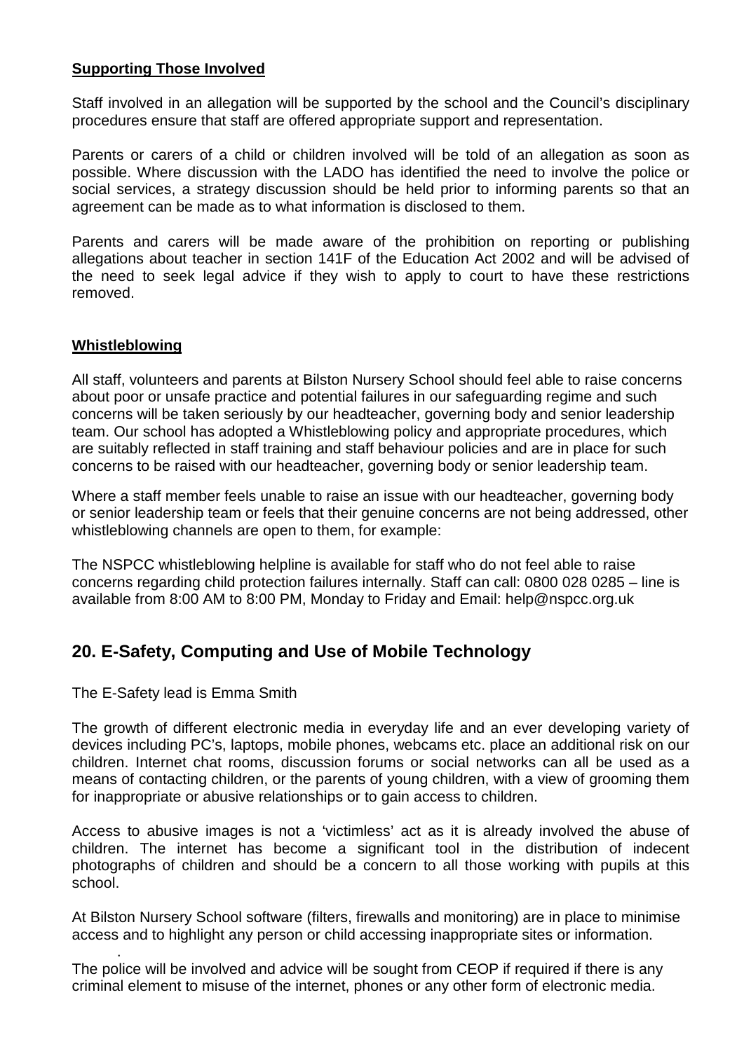**Supporting Those Involved**

Staff involved in an allegation will be supported by the school and the Council's disciplinary procedures ensure that staff are offered appropriate support and representation.

Parents or carers of a child or children involved will be told of an allegation as soon as possible. Where discussion with the LADO has identified the need to involve the police or social services, a strategy discussion should be held prior to informing parents so that an agreement can be made as to what information is disclosed to them.

Parents and carers will be made aware of the prohibition on reporting or publishing allegations about teacher in section 141F of the Education Act 2002 and will be advised of the need to seek legal advice if they wish to apply to court to have these restrictions removed.

**Whistleblowing**

All staff, volunteers and parents at Bilston Nursery School should feel able to raise concerns about poor or unsafe practice and potential failures in our safeguarding regime and such concerns will be taken seriously by our headteacher, governing body and senior leadership team. Our school has adopted a Whistleblowing policy and appropriate procedures, which are suitably reflected in staff training and staff behaviour policies and are in place for such concerns to be raised with our headteacher, governing body or senior leadership team.

Where a staff member feels unable to raise an issue with our headteacher, governing body or senior leadership team or feels that their genuine concerns are not being addressed, other whistleblowing channels are open to them, for example:

The NSPCC whistleblowing helpline is available for staff who do not feel able to raise concerns regarding child protection failures internally. Staff can call: 0800 028 0285 – line is available from 8:00 AM to 8:00 PM, Monday to Friday and Email: help@nspcc.org.uk

## 20. E-Safety, Computing and Use of Mobile Technology

The E-Safety lead is Emma Smith

The growth of different electronic media in everyday life and an ever developing variety of devices including PC's, laptops, mobile phones, webcams etc. place an additional risk on our children. Internet chat rooms, discussion forums or social networks can all be used as a means of contacting children, or the parents of young children, with a view of grooming them for inappropriate or abusive relationships or to gain access to children.

Access to abusive images is not a 'victimless' act as it is already involved the abuse of children. The internet has become a significant tool in the distribution of indecent photographs of children and should be a concern to all those working with pupils at this school.

At Bilston Nursery School software (filters, firewalls and monitoring) are in place to minimise access and to highlight any person or child accessing inappropriate sites or information.

The police will be involved and advice will be sought from CEOP if required if there is any criminal element to misuse of the internet, phones or any other form of electronic media.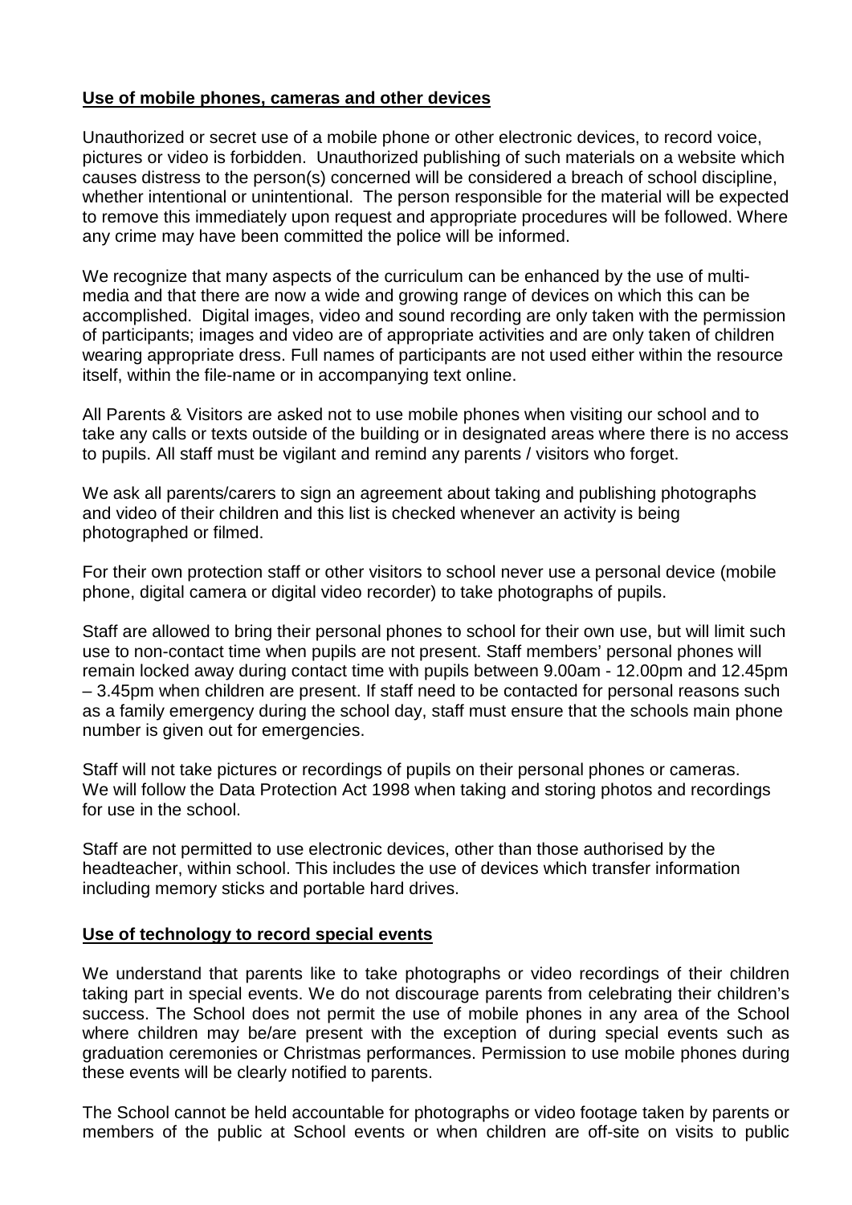**Use of mobile phones, cameras and other devices**

Unauthorized or secret use of a mobile phone or other electronic devices, to record voice, pictures or video is forbidden. Unauthorized publishing of such materials on a website which causes distress to the person(s) concerned will be considered a breach of school discipline, whether intentional or unintentional. The person responsible for the material will be expected to remove this immediately upon request and appropriate procedures will be followed. Where any crime may have been committed the police will be informed.

We recognize that many aspects of the curriculum can be enhanced by the use of multi-media and that there are now a wide and growing range of devices on which this can be accomplished. Digital images, video and sound recording are only taken with the permission of participants; images and video are of appropriate activities and are only taken of children wearing appropriate dress. Full names of participants are not used either within the resource itself, within the file-name or in accompanying text online.

All Parents & Visitors are asked not to use mobile phones when visiting our school and to take any calls or texts outside of the building or in designated areas where there is no access to pupils. All staff must be vigilant and remind any parents / visitors who forget.

We ask all parents/carers to sign an agreement about taking and publishing photographs and video of their children and this list is checked whenever an activity is being photographed or filmed.

For their own protection staff or other visitors to school never use a personal device (mobile phone, digital camera or digital video recorder) to take photographs of pupils.

Staff are allowed to bring their personal phones to school for their own use, but will limit such use to non-contact time when pupils are not present. Staff members' personal phones will remain locked away during contact time with pupils between 9.00am - 12.00pm and 12.45pm – 3.45pm when children are present. If staff need to be contacted for personal reasons such as a family emergency during the school day, staff must ensure that the schools main phone number is given out for emergencies.

Staff will not take pictures or recordings of pupils on their personal phones or cameras. We will follow the Data Protection Act 1998 when taking and storing photos and recordings for use in the school.

Staff are not permitted to use electronic devices, other than those authorised by the headteacher, within school. This includes the use of devices which transfer information including memory sticks and portable hard drives.

**Use of technology to record special events**

We understand that parents like to take photographs or video recordings of their children taking part in special events. We do not discourage parents from celebrating their children's success. The School does not permit the use of mobile phones in any area of the School where children may be/are present with the exception of during special events such as graduation ceremonies or Christmas performances. Permission to use mobile phones during these events will be clearly notified to parents.

The School cannot be held accountable for photographs or video footage taken by parents or members of the public at School events or when children are off-site on visits to public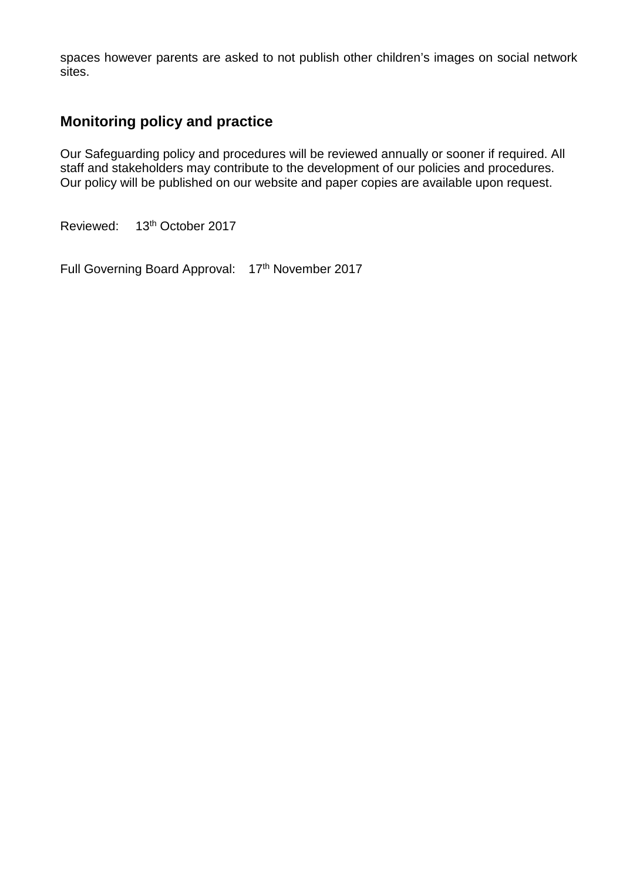spaces however parents are asked to not publish other children's images on social network sites.

## Monitoring policy and practice

Our Safeguarding policy and procedures will be reviewed annually or sooner if required. All staff and stakeholders may contribute to the development of our policies and procedures. Our policy will be published on our website and paper copies are available upon request.

Reviewed: 13th October 2017

Full Governing Board Approval: 17th November 2017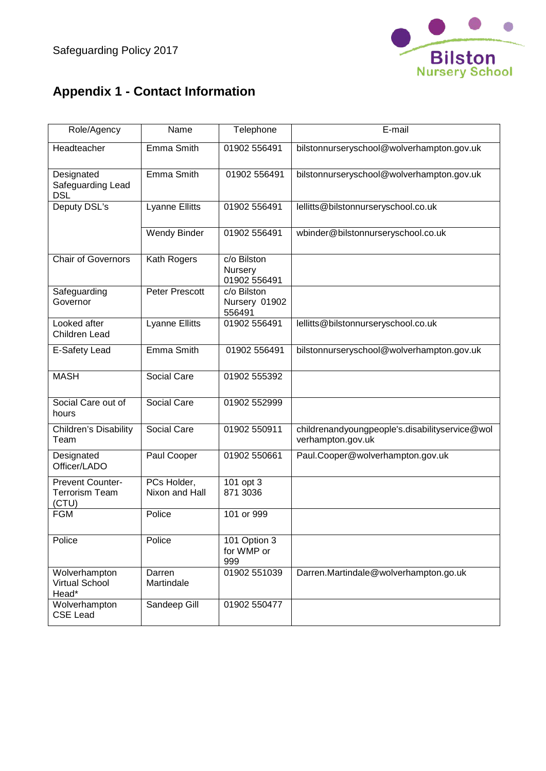## Appendix 1 - Contact Information

| Role/Agency | Name | Telephone | E-mail |
|---|---|---|---|
| Headteacher | Emma Smith | 01902 556491 | bilstonnurseryschool@wolverhampton.gov.uk |
| Designated Safeguarding Lead DSL | Emma Smith | 01902 556491 | bilstonnurseryschool@wolverhampton.gov.uk |
| Deputy DSL's | Lyanne Ellitts | 01902 556491 | lellitts@bilstonnurseryschool.co.uk |
| | Wendy Binder | 01902 556491 | wbinder@bilstonnurseryschool.co.uk |
| Chair of Governors | Kath Rogers | c/o Bilston Nursery 01902 556491 | |
| Safeguarding Governor | Peter Prescott | c/o Bilston Nursery 01902 556491 | |
| Looked after Children Lead | Lyanne Ellitts | 01902 556491 | lellitts@bilstonnurseryschool.co.uk |
| E-Safety Lead | Emma Smith | 01902 556491 | bilstonnurseryschool@wolverhampton.gov.uk |
| MASH | Social Care | 01902 555392 | |
| Social Care out of hours | Social Care | 01902 552999 | |
| Children's Disability Team | Social Care | 01902 550911 | childrenandyoungpeople's.disabilityservice@wolverhampton.gov.uk |
| Designated Officer/LADO | Paul Cooper | 01902 550661 | Paul.Cooper@wolverhampton.gov.uk |
| Prevent Counter-Terrorism Team (CTU) | PCs Holder, Nixon and Hall | 101 opt 3 871 3036 | |
| FGM | Police | 101 or 999 | |
| Police | Police | 101 Option 3 for WMP or 999 | |
| Wolverhampton Virtual School Head* | Darren Martindale | 01902 551039 | Darren.Martindale@wolverhampton.go.uk |
| Wolverhampton CSE Lead | Sandeep Gill | 01902 550477 | |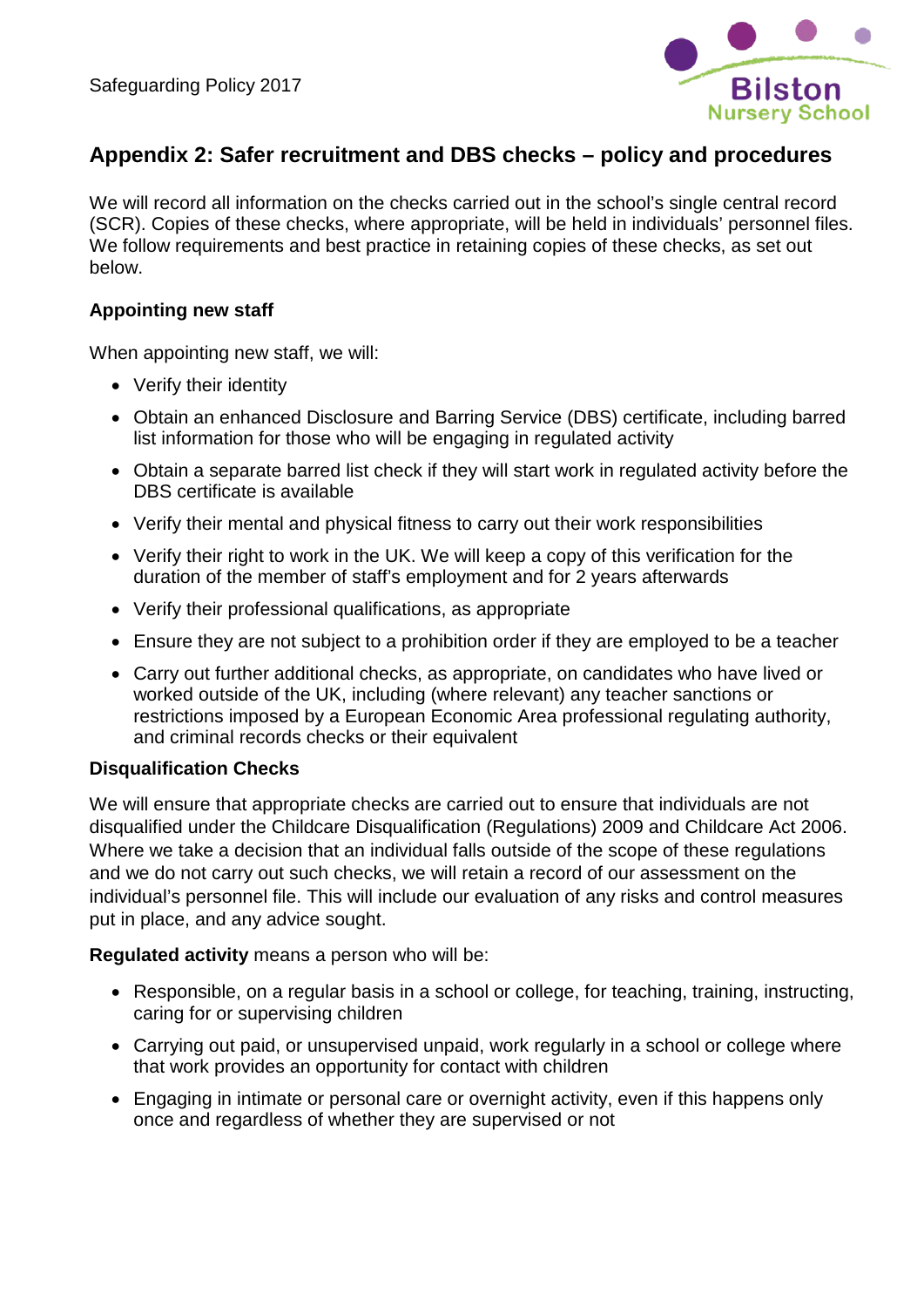## Appendix 2: Safer recruitment and DBS checks – policy and procedures

We will record all information on the checks carried out in the school's single central record (SCR). Copies of these checks, where appropriate, will be held in individuals' personnel files. We follow requirements and best practice in retaining copies of these checks, as set out below.

### Appointing new staff

When appointing new staff, we will:

- Verify their identity
- Obtain an enhanced Disclosure and Barring Service (DBS) certificate, including barred list information for those who will be engaging in regulated activity
- Obtain a separate barred list check if they will start work in regulated activity before the DBS certificate is available
- Verify their mental and physical fitness to carry out their work responsibilities
- Verify their right to work in the UK. We will keep a copy of this verification for the duration of the member of staff's employment and for 2 years afterwards
- Verify their professional qualifications, as appropriate
- Ensure they are not subject to a prohibition order if they are employed to be a teacher
- Carry out further additional checks, as appropriate, on candidates who have lived or worked outside of the UK, including (where relevant) any teacher sanctions or restrictions imposed by a European Economic Area professional regulating authority, and criminal records checks or their equivalent

### Disqualification Checks

We will ensure that appropriate checks are carried out to ensure that individuals are not disqualified under the Childcare Disqualification (Regulations) 2009 and Childcare Act 2006. Where we take a decision that an individual falls outside of the scope of these regulations and we do not carry out such checks, we will retain a record of our assessment on the individual's personnel file. This will include our evaluation of any risks and control measures put in place, and any advice sought.

**Regulated activity** means a person who will be:

- Responsible, on a regular basis in a school or college, for teaching, training, instructing, caring for or supervising children
- Carrying out paid, or unsupervised unpaid, work regularly in a school or college where that work provides an opportunity for contact with children
- Engaging in intimate or personal care or overnight activity, even if this happens only once and regardless of whether they are supervised or not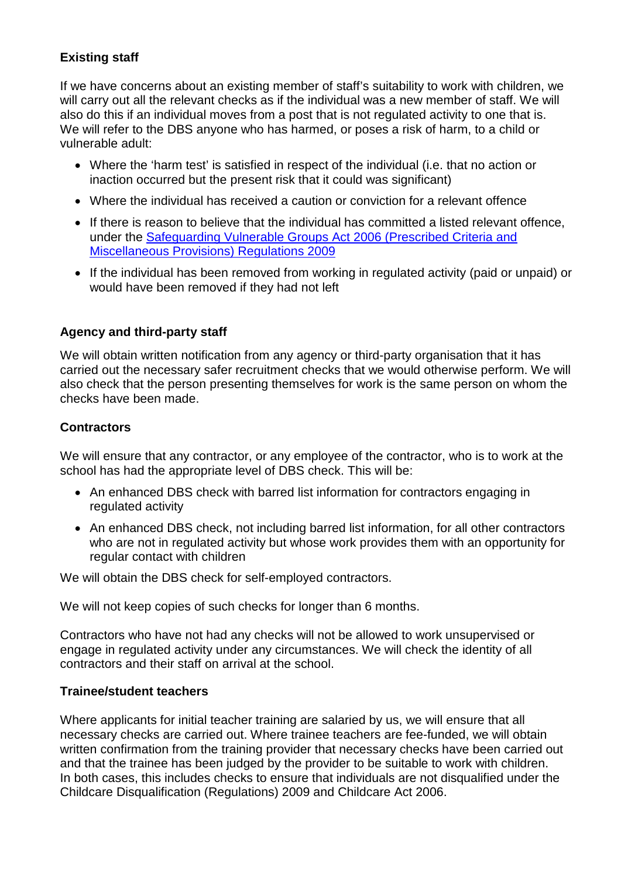**Existing staff**

If we have concerns about an existing member of staff's suitability to work with children, we will carry out all the relevant checks as if the individual was a new member of staff. We will also do this if an individual moves from a post that is not regulated activity to one that is. We will refer to the DBS anyone who has harmed, or poses a risk of harm, to a child or vulnerable adult:

- Where the 'harm test' is satisfied in respect of the individual (i.e. that no action or inaction occurred but the present risk that it could was significant)
- Where the individual has received a caution or conviction for a relevant offence
- If there is reason to believe that the individual has committed a listed relevant offence, under the Safeguarding Vulnerable Groups Act 2006 (Prescribed Criteria and Miscellaneous Provisions) Regulations 2009
- If the individual has been removed from working in regulated activity (paid or unpaid) or would have been removed if they had not left

**Agency and third-party staff**

We will obtain written notification from any agency or third-party organisation that it has carried out the necessary safer recruitment checks that we would otherwise perform. We will also check that the person presenting themselves for work is the same person on whom the checks have been made.

**Contractors**

We will ensure that any contractor, or any employee of the contractor, who is to work at the school has had the appropriate level of DBS check. This will be:

- An enhanced DBS check with barred list information for contractors engaging in regulated activity
- An enhanced DBS check, not including barred list information, for all other contractors who are not in regulated activity but whose work provides them with an opportunity for regular contact with children

We will obtain the DBS check for self-employed contractors.

We will not keep copies of such checks for longer than 6 months.

Contractors who have not had any checks will not be allowed to work unsupervised or engage in regulated activity under any circumstances. We will check the identity of all contractors and their staff on arrival at the school.

**Trainee/student teachers**

Where applicants for initial teacher training are salaried by us, we will ensure that all necessary checks are carried out. Where trainee teachers are fee-funded, we will obtain written confirmation from the training provider that necessary checks have been carried out and that the trainee has been judged by the provider to be suitable to work with children. In both cases, this includes checks to ensure that individuals are not disqualified under the Childcare Disqualification (Regulations) 2009 and Childcare Act 2006.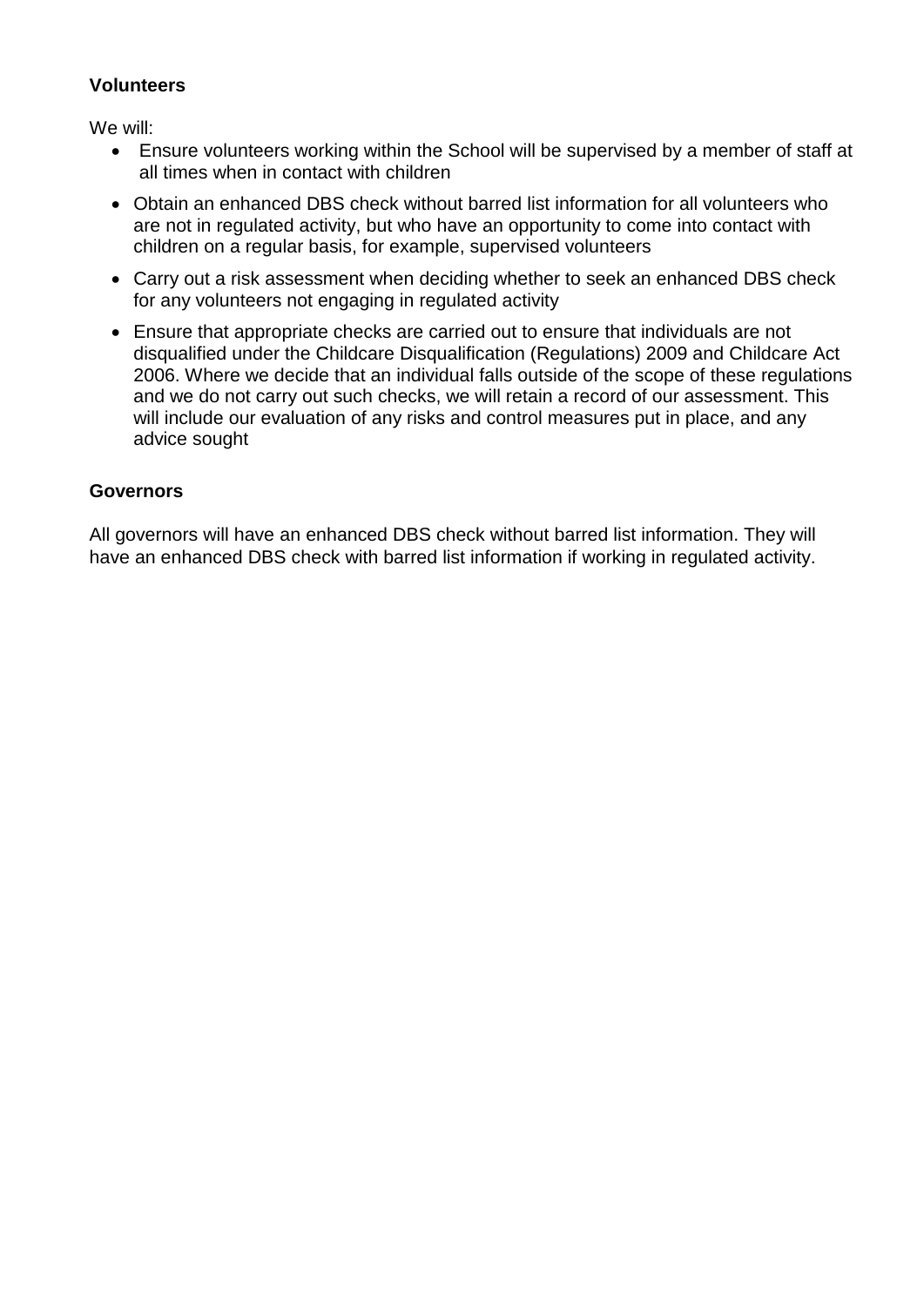**Volunteers**

We will:

- Ensure volunteers working within the School will be supervised by a member of staff at all times when in contact with children
- Obtain an enhanced DBS check without barred list information for all volunteers who are not in regulated activity, but who have an opportunity to come into contact with children on a regular basis, for example, supervised volunteers
- Carry out a risk assessment when deciding whether to seek an enhanced DBS check for any volunteers not engaging in regulated activity
- Ensure that appropriate checks are carried out to ensure that individuals are not disqualified under the Childcare Disqualification (Regulations) 2009 and Childcare Act 2006. Where we decide that an individual falls outside of the scope of these regulations and we do not carry out such checks, we will retain a record of our assessment. This will include our evaluation of any risks and control measures put in place, and any advice sought

**Governors**

All governors will have an enhanced DBS check without barred list information. They will have an enhanced DBS check with barred list information if working in regulated activity.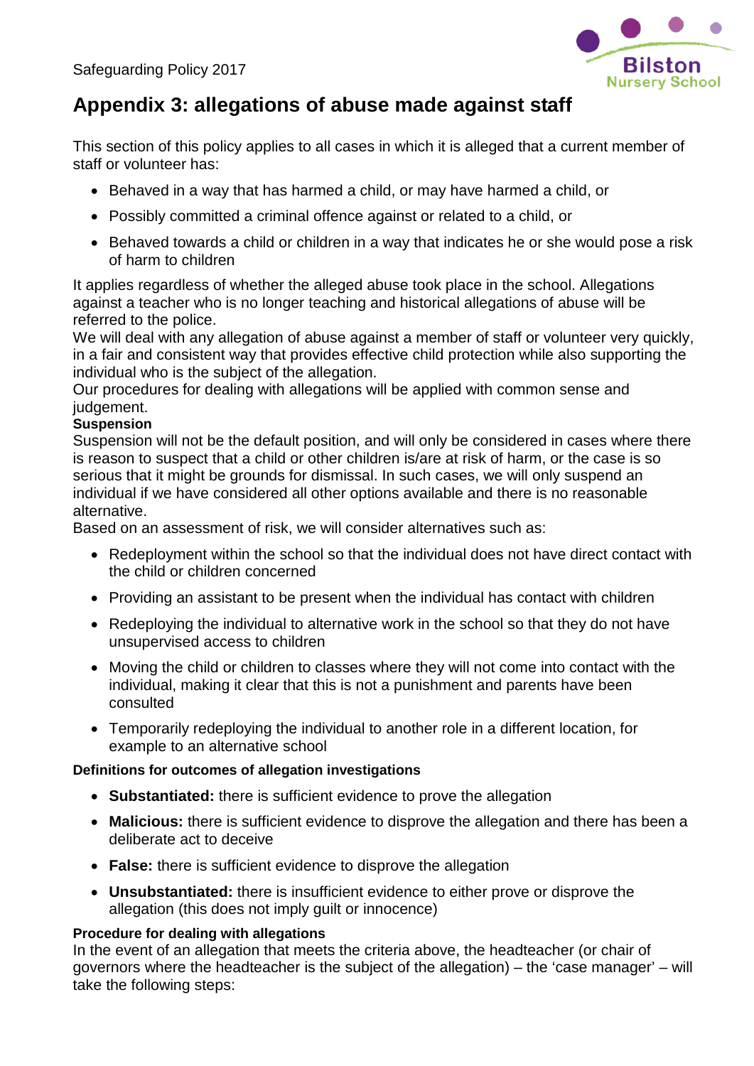## Appendix 3: allegations of abuse made against staff

This section of this policy applies to all cases in which it is alleged that a current member of staff or volunteer has:

- Behaved in a way that has harmed a child, or may have harmed a child, or
- Possibly committed a criminal offence against or related to a child, or
- Behaved towards a child or children in a way that indicates he or she would pose a risk of harm to children

It applies regardless of whether the alleged abuse took place in the school. Allegations against a teacher who is no longer teaching and historical allegations of abuse will be referred to the police.

We will deal with any allegation of abuse against a member of staff or volunteer very quickly, in a fair and consistent way that provides effective child protection while also supporting the individual who is the subject of the allegation.

Our procedures for dealing with allegations will be applied with common sense and judgement.

**Suspension**

Suspension will not be the default position, and will only be considered in cases where there is reason to suspect that a child or other children is/are at risk of harm, or the case is so serious that it might be grounds for dismissal. In such cases, we will only suspend an individual if we have considered all other options available and there is no reasonable alternative.

Based on an assessment of risk, we will consider alternatives such as:

- Redeployment within the school so that the individual does not have direct contact with the child or children concerned
- Providing an assistant to be present when the individual has contact with children
- Redeploying the individual to alternative work in the school so that they do not have unsupervised access to children
- Moving the child or children to classes where they will not come into contact with the individual, making it clear that this is not a punishment and parents have been consulted
- Temporarily redeploying the individual to another role in a different location, for example to an alternative school

**Definitions for outcomes of allegation investigations**

- **Substantiated:** there is sufficient evidence to prove the allegation
- **Malicious:** there is sufficient evidence to disprove the allegation and there has been a deliberate act to deceive
- **False:** there is sufficient evidence to disprove the allegation
- **Unsubstantiated:** there is insufficient evidence to either prove or disprove the allegation (this does not imply guilt or innocence)

**Procedure for dealing with allegations**

In the event of an allegation that meets the criteria above, the headteacher (or chair of governors where the headteacher is the subject of the allegation) – the 'case manager' – will take the following steps: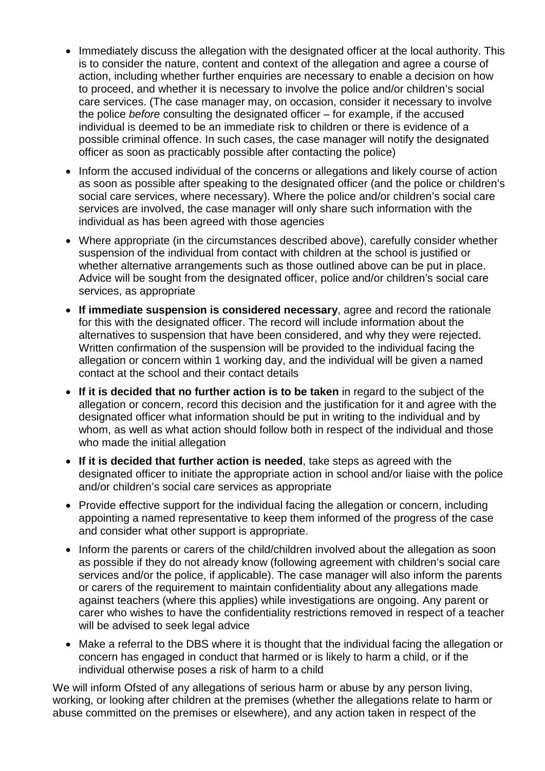- Immediately discuss the allegation with the designated officer at the local authority. This is to consider the nature, content and context of the allegation and agree a course of action, including whether further enquiries are necessary to enable a decision on how to proceed, and whether it is necessary to involve the police and/or children's social care services. (The case manager may, on occasion, consider it necessary to involve the police *before* consulting the designated officer – for example, if the accused individual is deemed to be an immediate risk to children or there is evidence of a possible criminal offence. In such cases, the case manager will notify the designated officer as soon as practicably possible after contacting the police)
- Inform the accused individual of the concerns or allegations and likely course of action as soon as possible after speaking to the designated officer (and the police or children's social care services, where necessary). Where the police and/or children's social care services are involved, the case manager will only share such information with the individual as has been agreed with those agencies
- Where appropriate (in the circumstances described above), carefully consider whether suspension of the individual from contact with children at the school is justified or whether alternative arrangements such as those outlined above can be put in place. Advice will be sought from the designated officer, police and/or children's social care services, as appropriate
- **If immediate suspension is considered necessary**, agree and record the rationale for this with the designated officer. The record will include information about the alternatives to suspension that have been considered, and why they were rejected. Written confirmation of the suspension will be provided to the individual facing the allegation or concern within 1 working day, and the individual will be given a named contact at the school and their contact details
- **If it is decided that no further action is to be taken** in regard to the subject of the allegation or concern, record this decision and the justification for it and agree with the designated officer what information should be put in writing to the individual and by whom, as well as what action should follow both in respect of the individual and those who made the initial allegation
- **If it is decided that further action is needed**, take steps as agreed with the designated officer to initiate the appropriate action in school and/or liaise with the police and/or children's social care services as appropriate
- Provide effective support for the individual facing the allegation or concern, including appointing a named representative to keep them informed of the progress of the case and consider what other support is appropriate.
- Inform the parents or carers of the child/children involved about the allegation as soon as possible if they do not already know (following agreement with children's social care services and/or the police, if applicable). The case manager will also inform the parents or carers of the requirement to maintain confidentiality about any allegations made against teachers (where this applies) while investigations are ongoing. Any parent or carer who wishes to have the confidentiality restrictions removed in respect of a teacher will be advised to seek legal advice
- Make a referral to the DBS where it is thought that the individual facing the allegation or concern has engaged in conduct that harmed or is likely to harm a child, or if the individual otherwise poses a risk of harm to a child

We will inform Ofsted of any allegations of serious harm or abuse by any person living, working, or looking after children at the premises (whether the allegations relate to harm or abuse committed on the premises or elsewhere), and any action taken in respect of the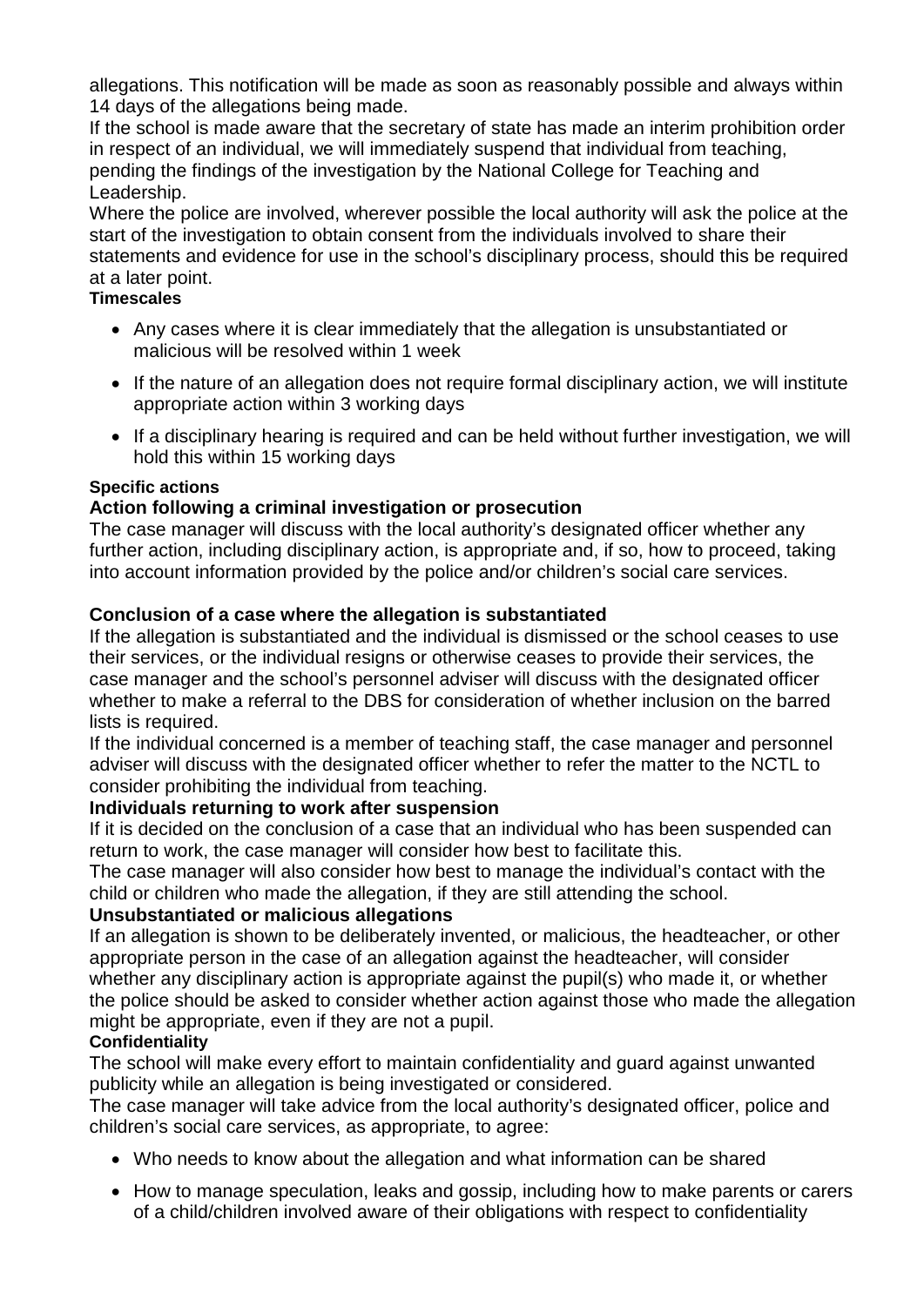allegations. This notification will be made as soon as reasonably possible and always within 14 days of the allegations being made.

If the school is made aware that the secretary of state has made an interim prohibition order in respect of an individual, we will immediately suspend that individual from teaching, pending the findings of the investigation by the National College for Teaching and Leadership.

Where the police are involved, wherever possible the local authority will ask the police at the start of the investigation to obtain consent from the individuals involved to share their statements and evidence for use in the school's disciplinary process, should this be required at a later point.

**Timescales**

- Any cases where it is clear immediately that the allegation is unsubstantiated or malicious will be resolved within 1 week
- If the nature of an allegation does not require formal disciplinary action, we will institute appropriate action within 3 working days
- If a disciplinary hearing is required and can be held without further investigation, we will hold this within 15 working days

**Specific actions**

**Action following a criminal investigation or prosecution**

The case manager will discuss with the local authority's designated officer whether any further action, including disciplinary action, is appropriate and, if so, how to proceed, taking into account information provided by the police and/or children's social care services.

**Conclusion of a case where the allegation is substantiated**

If the allegation is substantiated and the individual is dismissed or the school ceases to use their services, or the individual resigns or otherwise ceases to provide their services, the case manager and the school's personnel adviser will discuss with the designated officer whether to make a referral to the DBS for consideration of whether inclusion on the barred lists is required.

If the individual concerned is a member of teaching staff, the case manager and personnel adviser will discuss with the designated officer whether to refer the matter to the NCTL to consider prohibiting the individual from teaching.

**Individuals returning to work after suspension**

If it is decided on the conclusion of a case that an individual who has been suspended can return to work, the case manager will consider how best to facilitate this.

The case manager will also consider how best to manage the individual's contact with the child or children who made the allegation, if they are still attending the school.

**Unsubstantiated or malicious allegations**

If an allegation is shown to be deliberately invented, or malicious, the headteacher, or other appropriate person in the case of an allegation against the headteacher, will consider whether any disciplinary action is appropriate against the pupil(s) who made it, or whether the police should be asked to consider whether action against those who made the allegation might be appropriate, even if they are not a pupil.

**Confidentiality**

The school will make every effort to maintain confidentiality and guard against unwanted publicity while an allegation is being investigated or considered.

The case manager will take advice from the local authority's designated officer, police and children's social care services, as appropriate, to agree:

- Who needs to know about the allegation and what information can be shared
- How to manage speculation, leaks and gossip, including how to make parents or carers of a child/children involved aware of their obligations with respect to confidentiality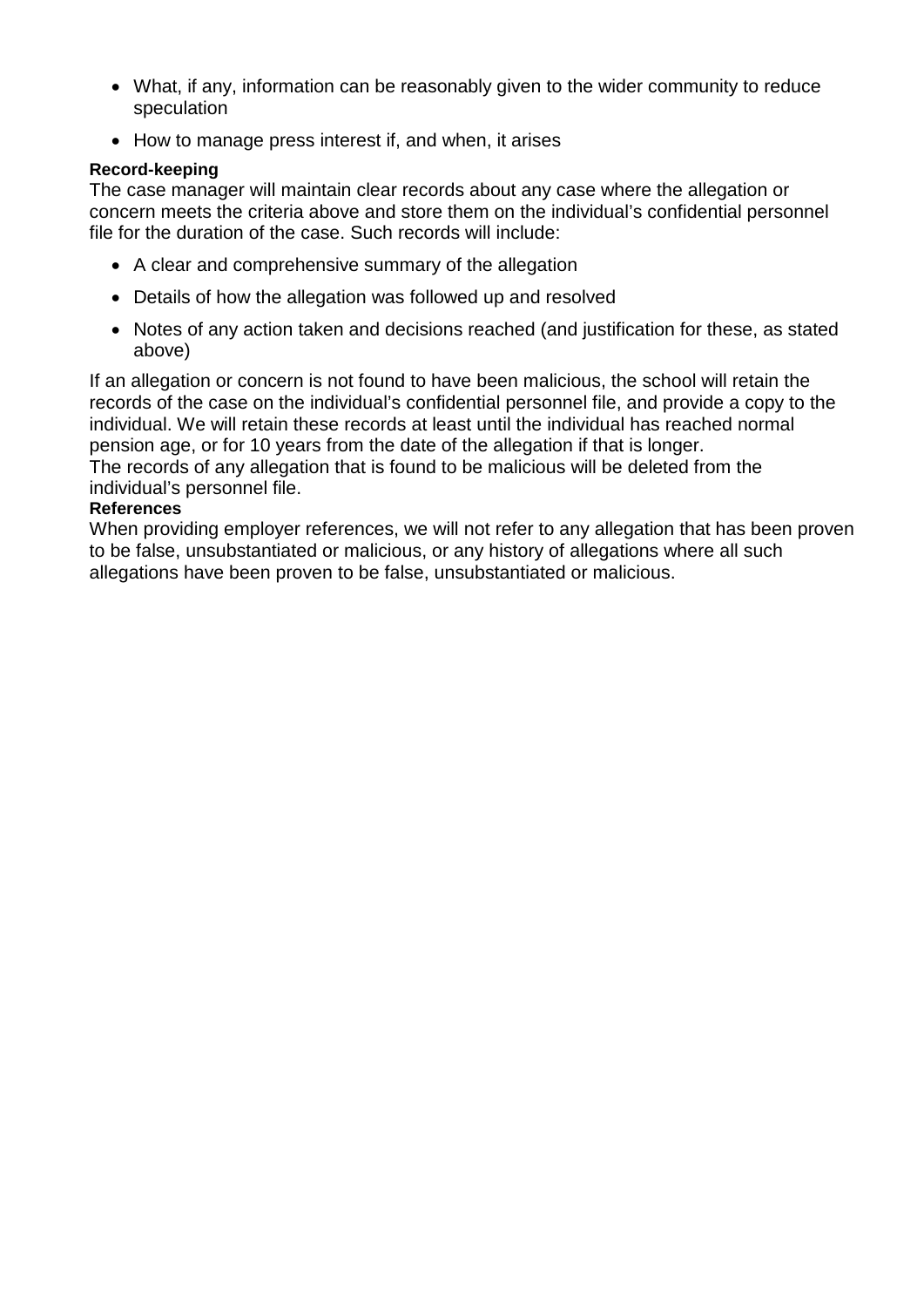- What, if any, information can be reasonably given to the wider community to reduce speculation
- How to manage press interest if, and when, it arises

**Record-keeping**

The case manager will maintain clear records about any case where the allegation or concern meets the criteria above and store them on the individual's confidential personnel file for the duration of the case. Such records will include:

- A clear and comprehensive summary of the allegation
- Details of how the allegation was followed up and resolved
- Notes of any action taken and decisions reached (and justification for these, as stated above)

If an allegation or concern is not found to have been malicious, the school will retain the records of the case on the individual's confidential personnel file, and provide a copy to the individual. We will retain these records at least until the individual has reached normal pension age, or for 10 years from the date of the allegation if that is longer.
The records of any allegation that is found to be malicious will be deleted from the individual's personnel file.

**References**

When providing employer references, we will not refer to any allegation that has been proven to be false, unsubstantiated or malicious, or any history of allegations where all such allegations have been proven to be false, unsubstantiated or malicious.